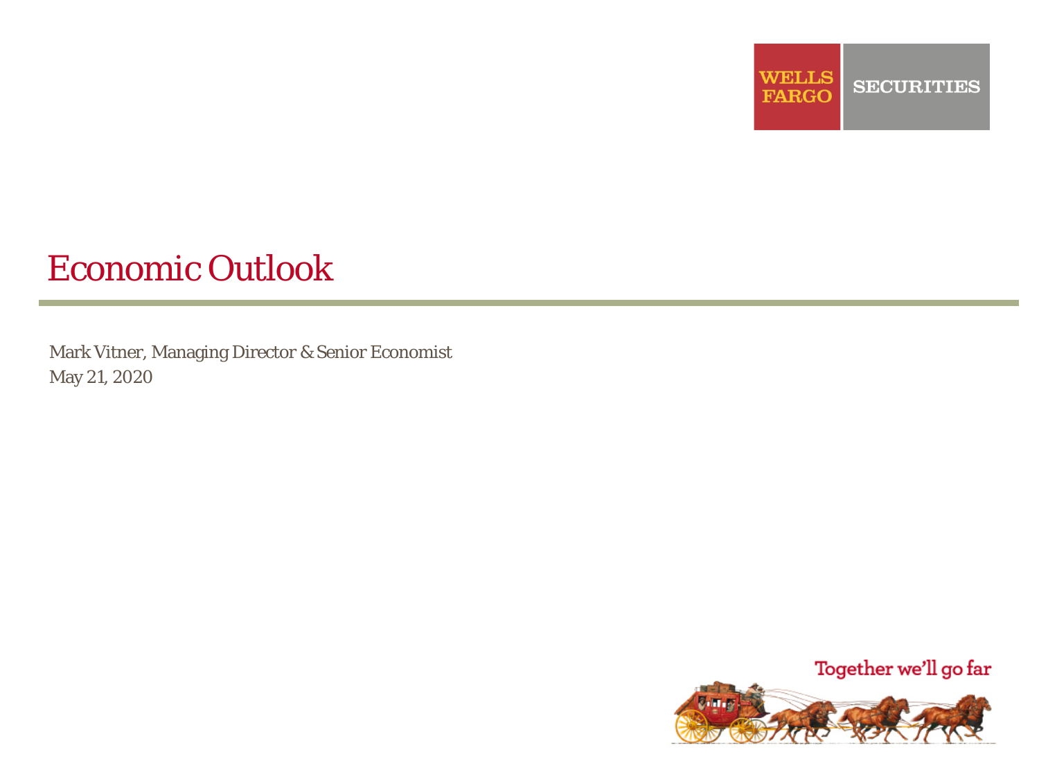# Economic Outlook

Mark Vitner, Managing Director & Senior Economist
May 21, 2020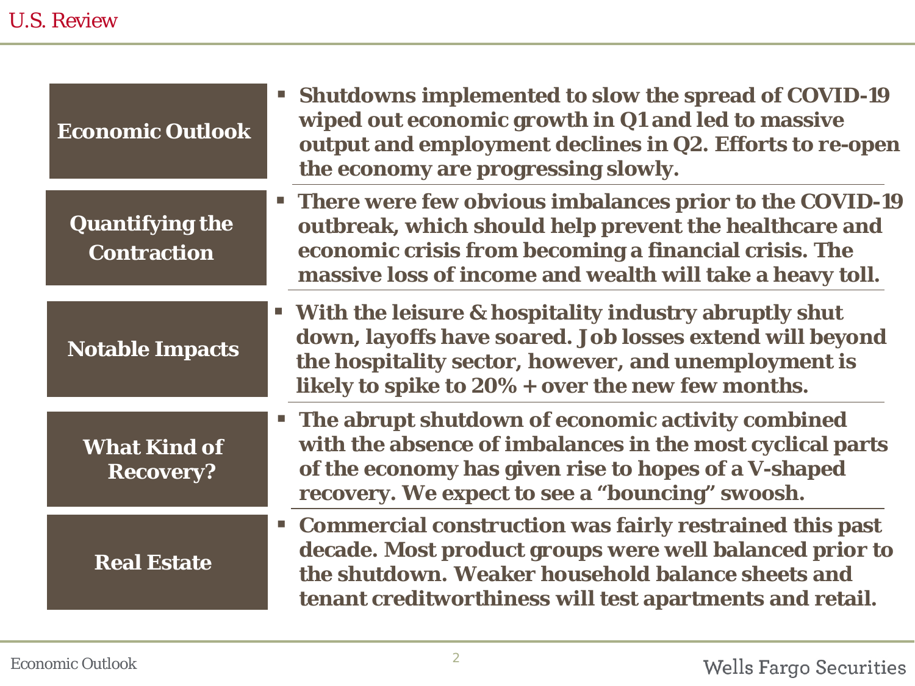# U.S. Review

**Economic Outlook**

- Shutdowns implemented to slow the spread of COVID-19 wiped out economic growth in Q1 and led to massive output and employment declines in Q2. Efforts to re-open the economy are progressing slowly.

**Quantifying the Contraction**

- There were few obvious imbalances prior to the COVID-19 outbreak, which should help prevent the healthcare and economic crisis from becoming a financial crisis. The massive loss of income and wealth will take a heavy toll.

**Notable Impacts**

- With the leisure & hospitality industry abruptly shut down, layoffs have soared. Job losses extend will beyond the hospitality sector, however, and unemployment is likely to spike to 20% + over the new few months.

**What Kind of Recovery?**

- The abrupt shutdown of economic activity combined with the absence of imbalances in the most cyclical parts of the economy has given rise to hopes of a V-shaped recovery. We expect to see a "bouncing" swoosh.

**Real Estate**

- Commercial construction was fairly restrained this past decade. Most product groups were well balanced prior to the shutdown. Weaker household balance sheets and tenant creditworthiness will test apartments and retail.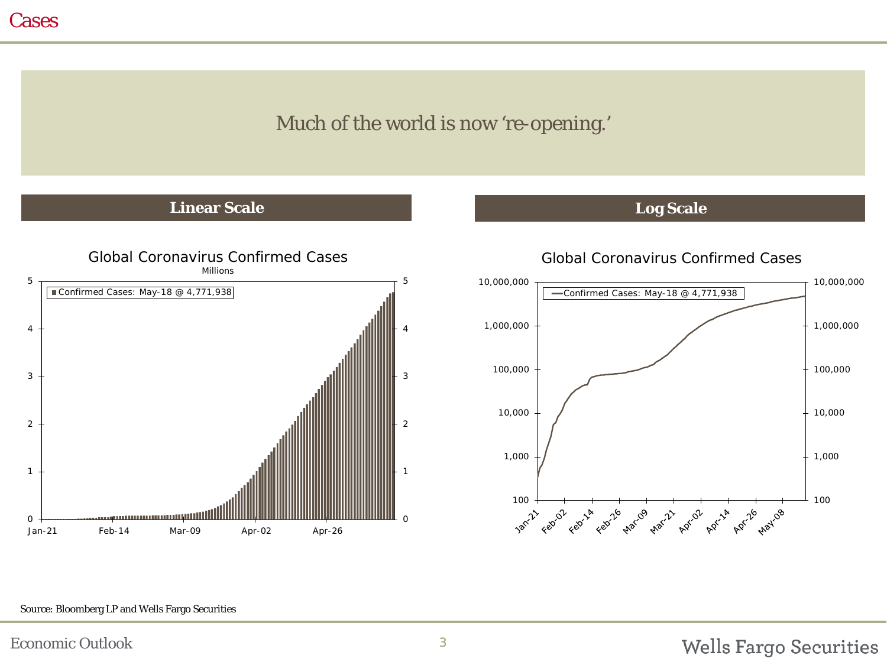# Cases

Much of the world is now 're-opening.'

## Linear Scale

Global Coronavirus Confirmed Cases

Millions

Confirmed Cases: May-18 @ 4,771,938

## Log Scale

Global Coronavirus Confirmed Cases

Confirmed Cases: May-18 @ 4,771,938

Source: Bloomberg LP and Wells Fargo Securities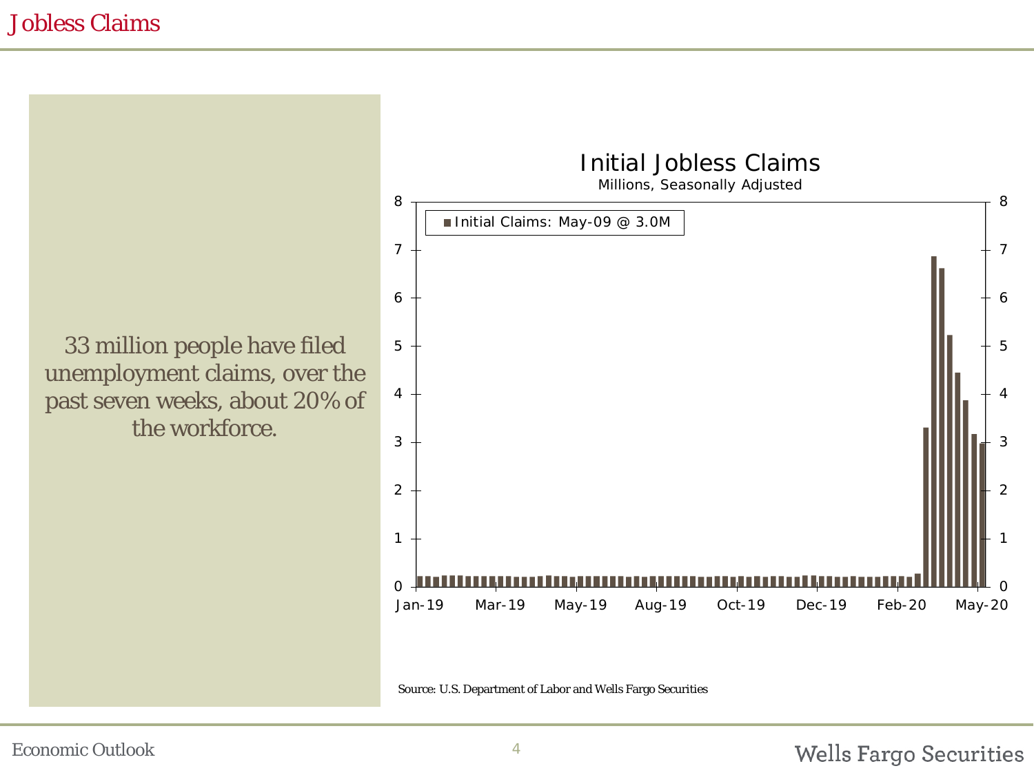# Jobless Claims

33 million people have filed unemployment claims, over the past seven weeks, about 20% of the workforce.

Initial Jobless Claims

Millions, Seasonally Adjusted

Initial Claims: May-09 @ 3.0M

Source: U.S. Department of Labor and Wells Fargo Securities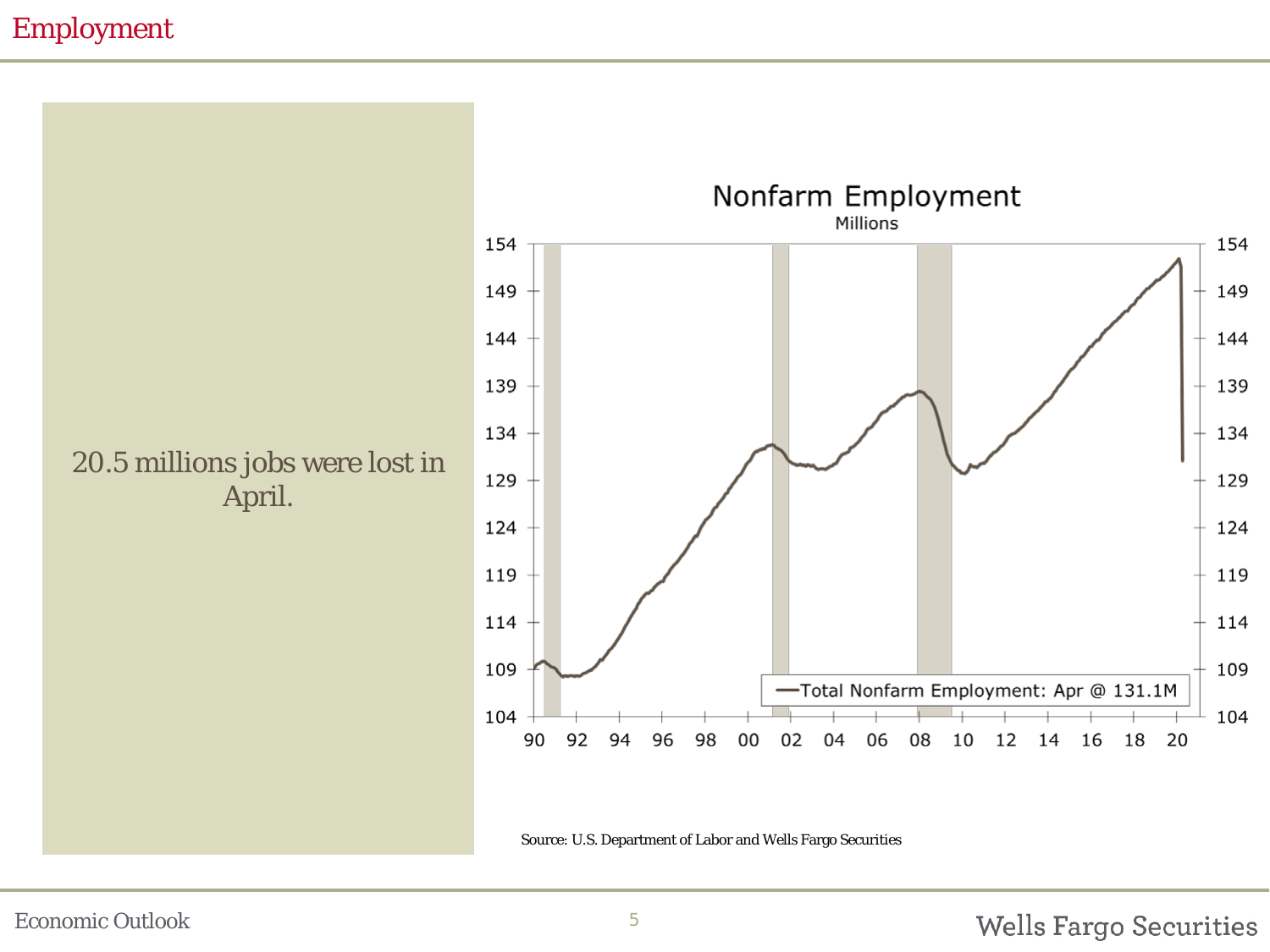# Employment

20.5 millions jobs were lost in April.

Nonfarm Employment

Millions

Total Nonfarm Employment: Apr @ 131.1M

Source: U.S. Department of Labor and Wells Fargo Securities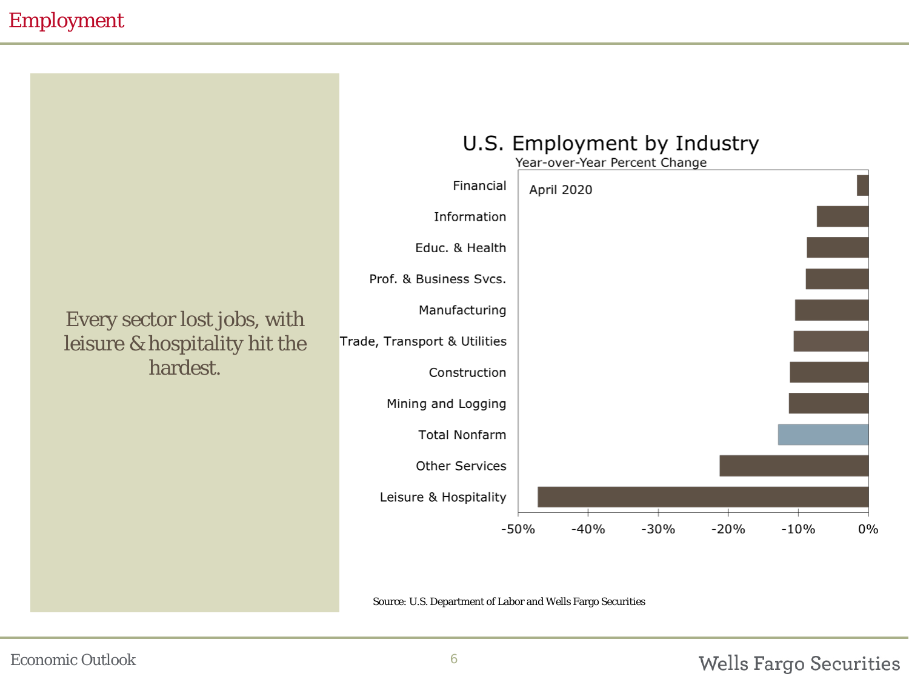# Employment

Every sector lost jobs, with leisure & hospitality hit the hardest.

**U.S. Employment by Industry**

Year-over-Year Percent Change

April 2020

Financial

Information

Educ. & Health

Prof. & Business Svcs.

Manufacturing

Trade, Transport & Utilities

Construction

Mining and Logging

Total Nonfarm

Other Services

Leisure & Hospitality

-50% -40% -30% -20% -10% 0%

Source: U.S. Department of Labor and Wells Fargo Securities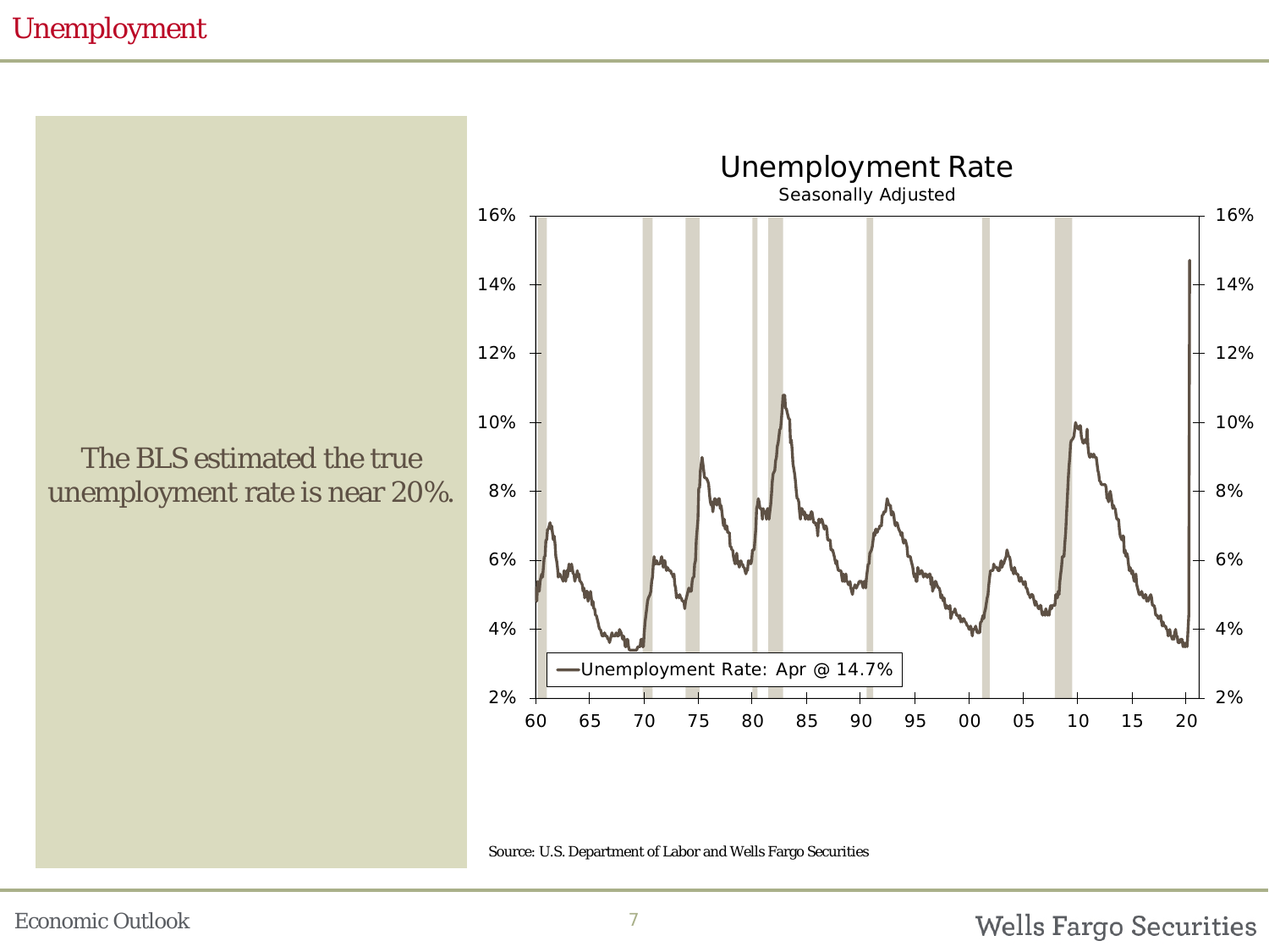# Unemployment

The BLS estimated the true unemployment rate is near 20%.

**Unemployment Rate**
Seasonally Adjusted

Unemployment Rate: Apr @ 14.7%

Source: U.S. Department of Labor and Wells Fargo Securities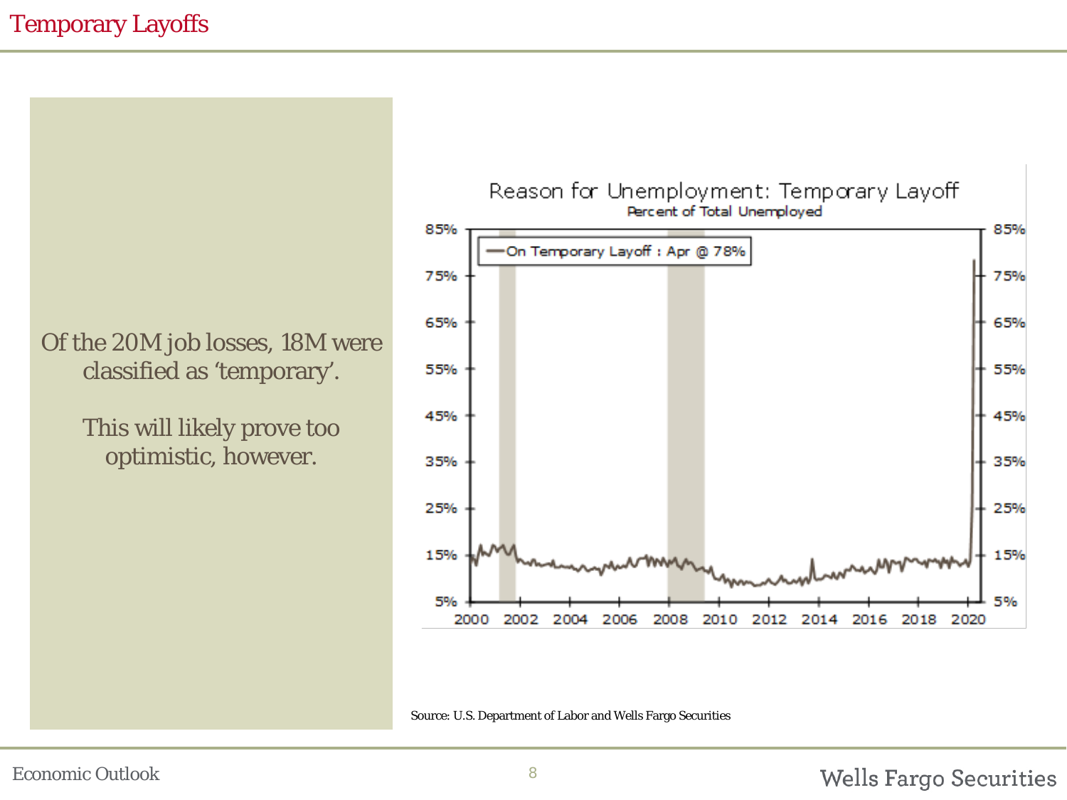# Temporary Layoffs

Of the 20M job losses, 18M were classified as 'temporary'.

This will likely prove too optimistic, however.

Reason for Unemployment: Temporary Layoff
Percent of Total Unemployed

On Temporary Layoff : Apr @ 78%

Source: U.S. Department of Labor and Wells Fargo Securities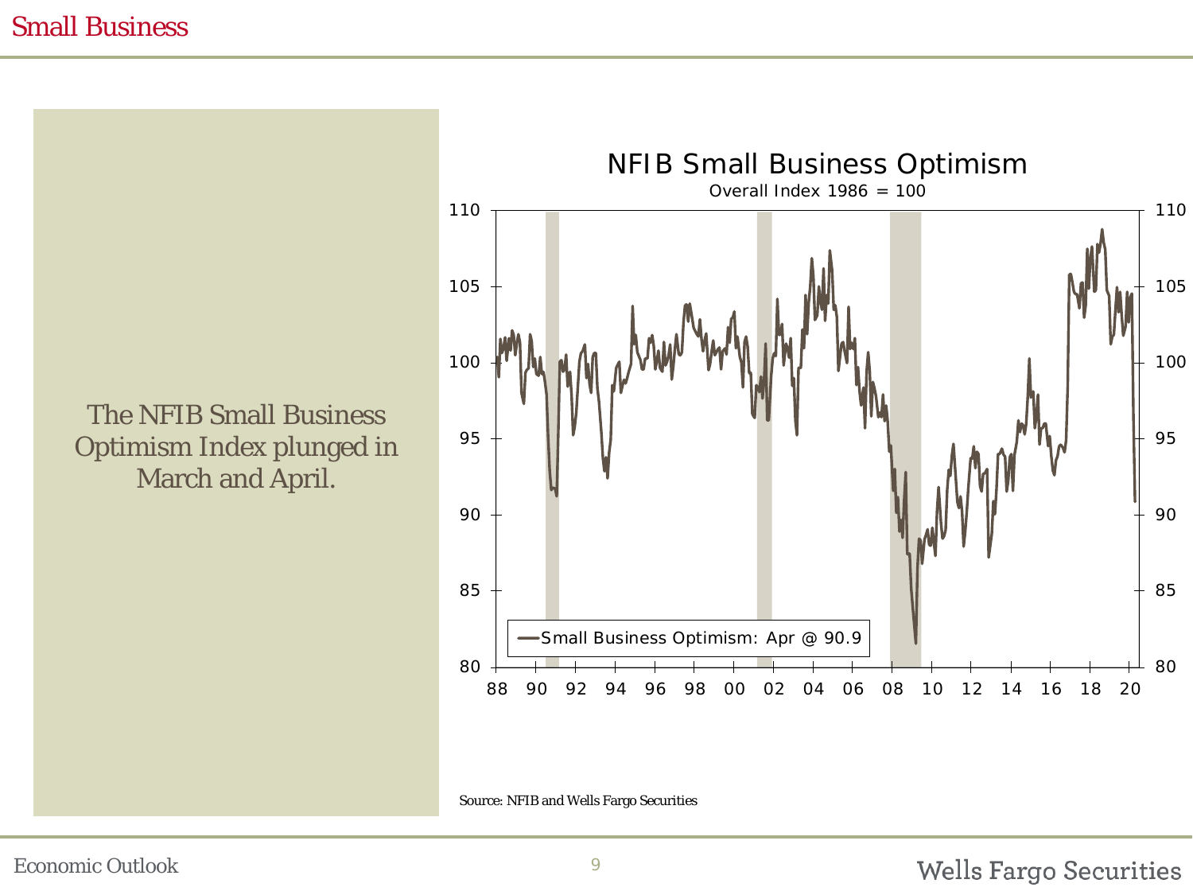# Small Business

The NFIB Small Business Optimism Index plunged in March and April.

**NFIB Small Business Optimism**

Overall Index 1986 = 100

Small Business Optimism: Apr @ 90.9

Source: NFIB and Wells Fargo Securities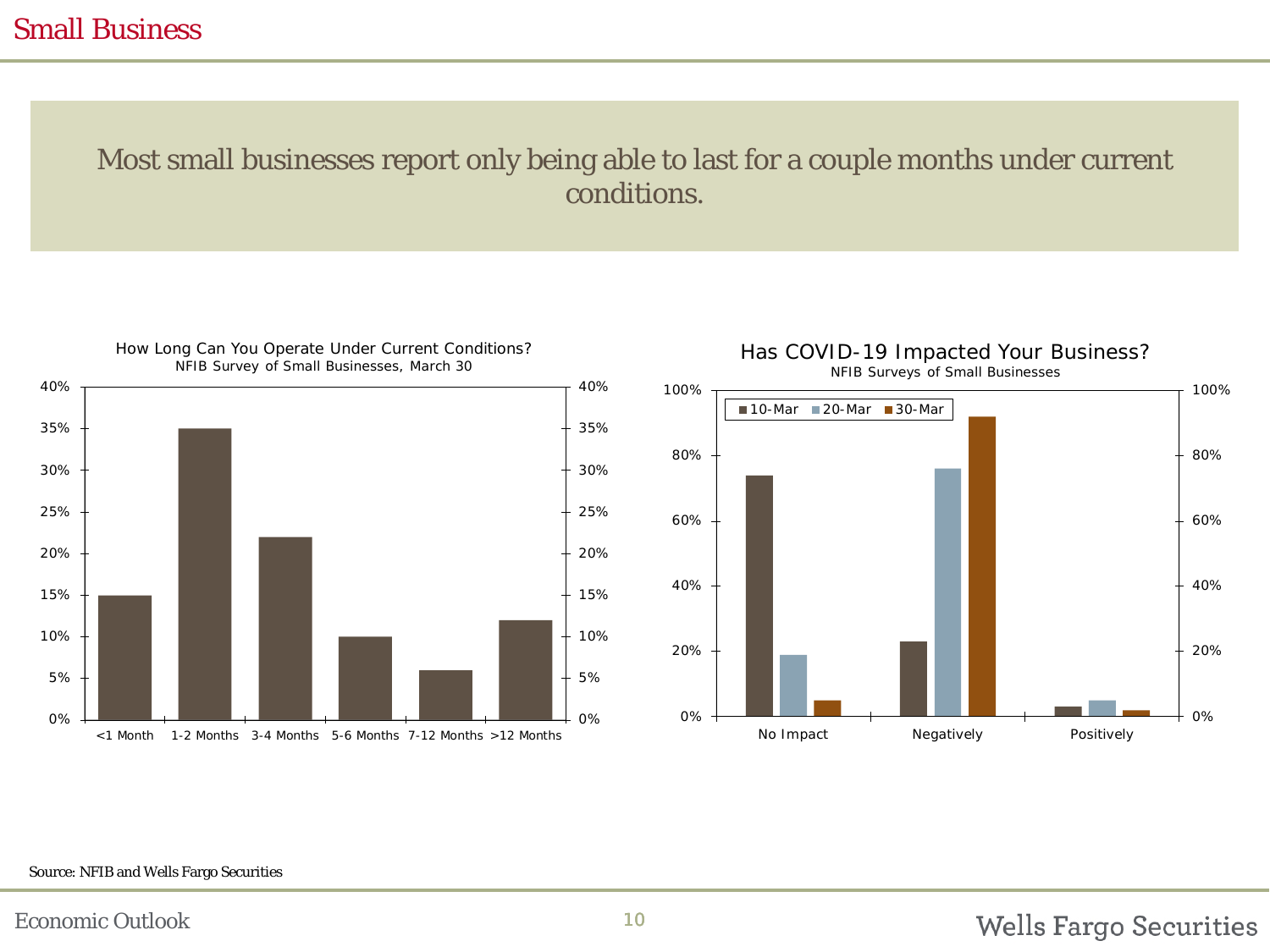## Small Business

Most small businesses report only being able to last for a couple months under current conditions.

**How Long Can You Operate Under Current Conditions?**
NFIB Survey of Small Businesses, March 30

**Has COVID-19 Impacted Your Business?**
NFIB Surveys of Small Businesses

Source: NFIB and Wells Fargo Securities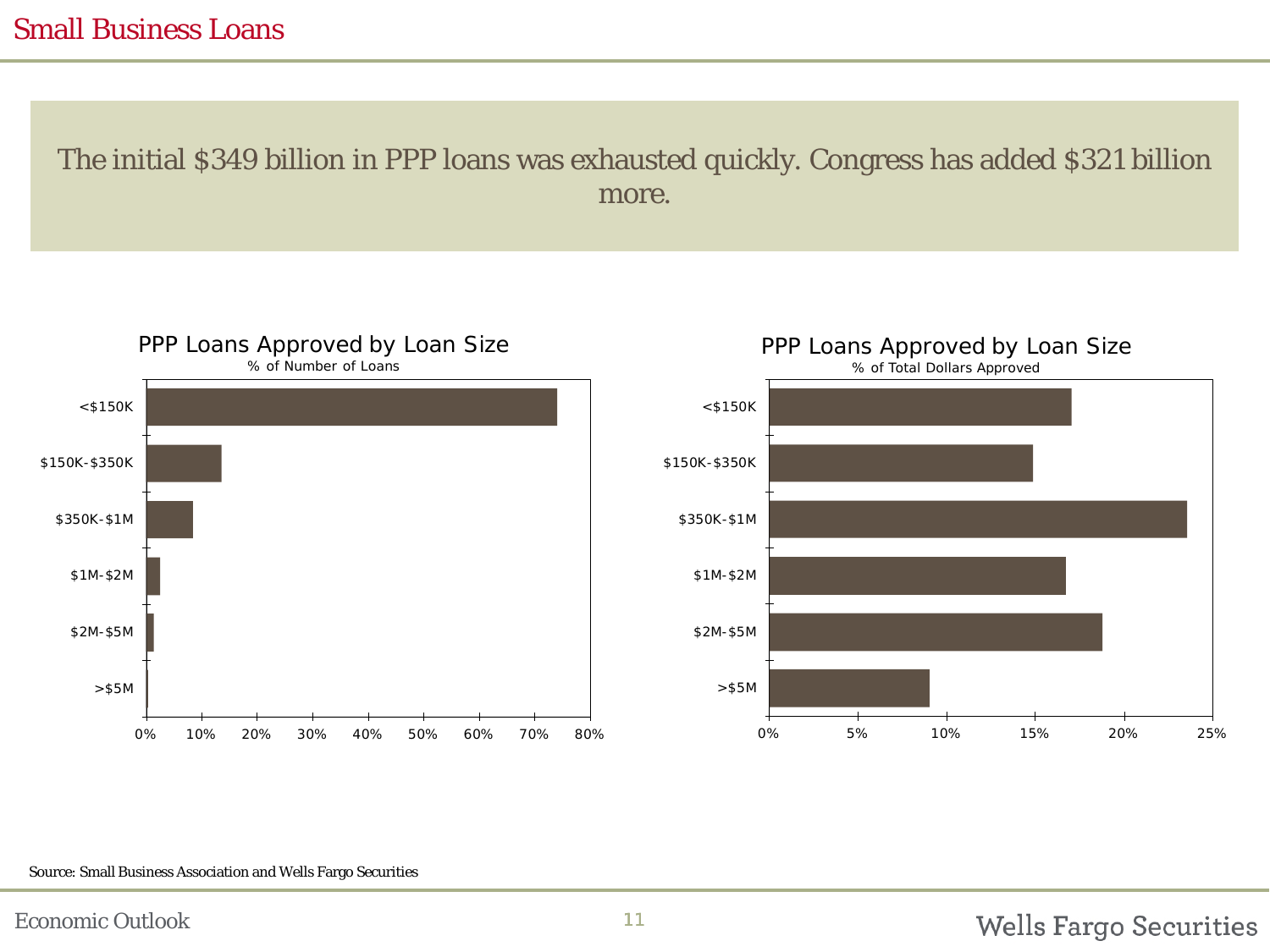# Small Business Loans

The initial $349 billion in PPP loans was exhausted quickly. Congress has added $321 billion more.

**PPP Loans Approved by Loan Size**
% of Number of Loans

**PPP Loans Approved by Loan Size**
% of Total Dollars Approved

Source: Small Business Association and Wells Fargo Securities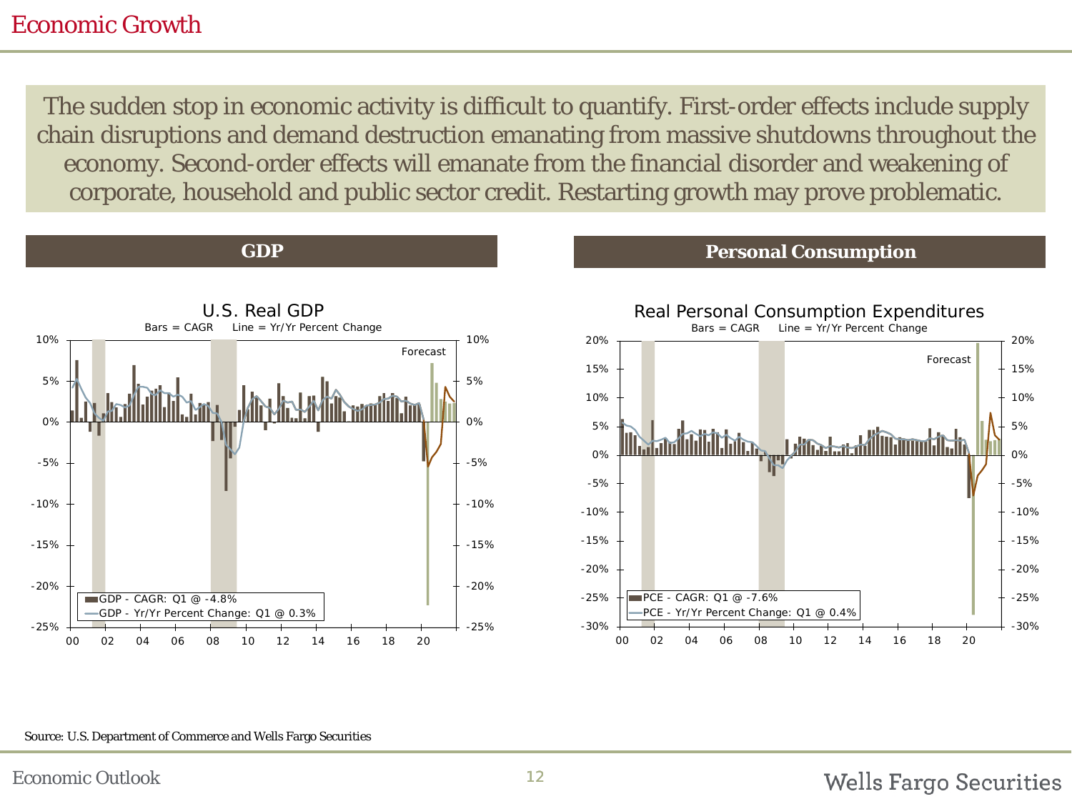# Economic Growth

The sudden stop in economic activity is difficult to quantify. First-order effects include supply chain disruptions and demand destruction emanating from massive shutdowns throughout the economy. Second-order effects will emanate from the financial disorder and weakening of corporate, household and public sector credit. Restarting growth may prove problematic.

## GDP

U.S. Real GDP

Bars = CAGR Line = Yr/Yr Percent Change

GDP - CAGR: Q1 @ -4.8%

GDP - Yr/Yr Percent Change: Q1 @ 0.3%

## Personal Consumption

Real Personal Consumption Expenditures

Bars = CAGR Line = Yr/Yr Percent Change

PCE - CAGR: Q1 @ -7.6%

PCE - Yr/Yr Percent Change: Q1 @ 0.4%

Source: U.S. Department of Commerce and Wells Fargo Securities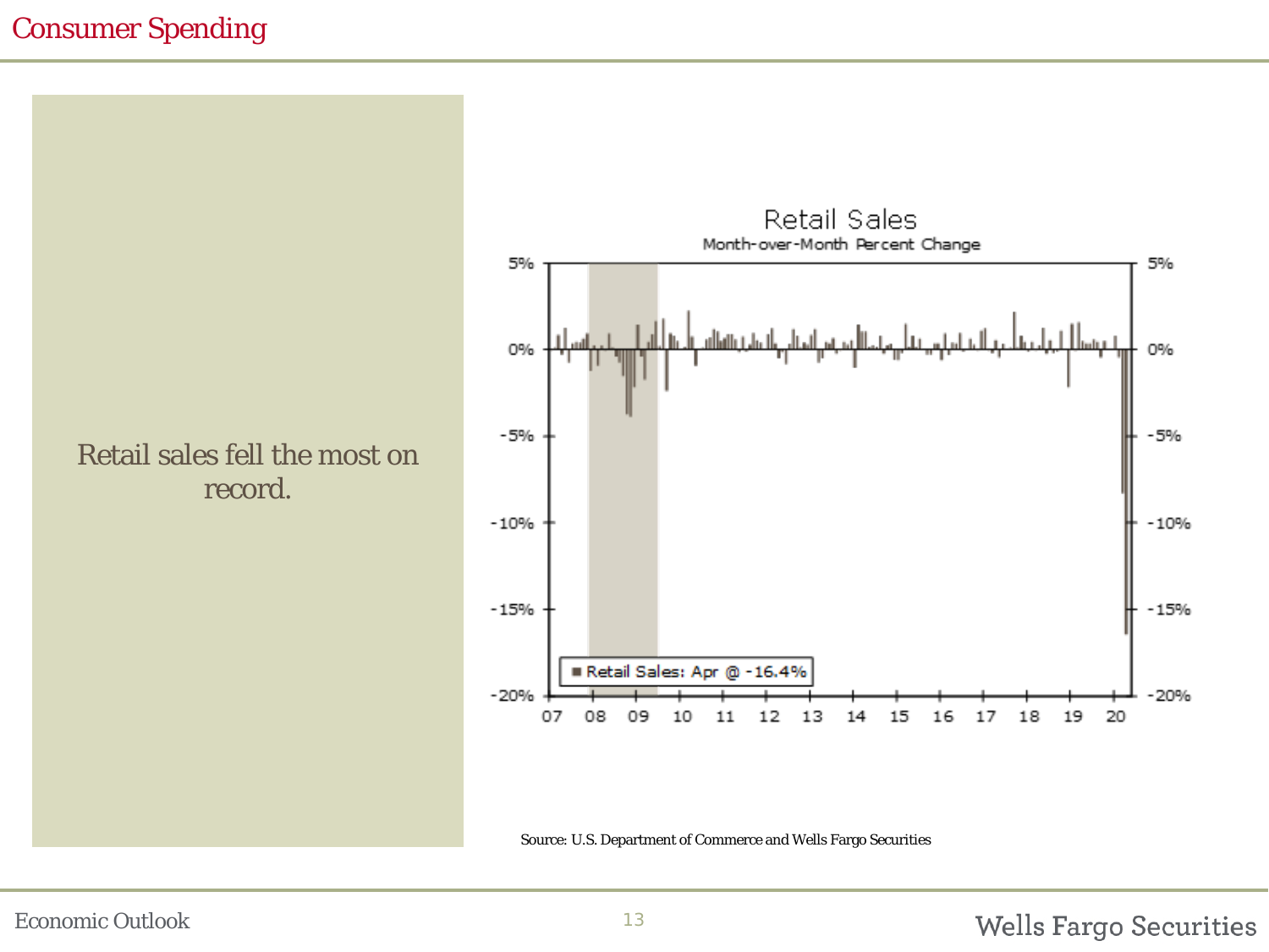# Consumer Spending

Retail sales fell the most on record.

**Retail Sales**

Month-over-Month Percent Change

Retail Sales: Apr @ -16.4%

Source: U.S. Department of Commerce and Wells Fargo Securities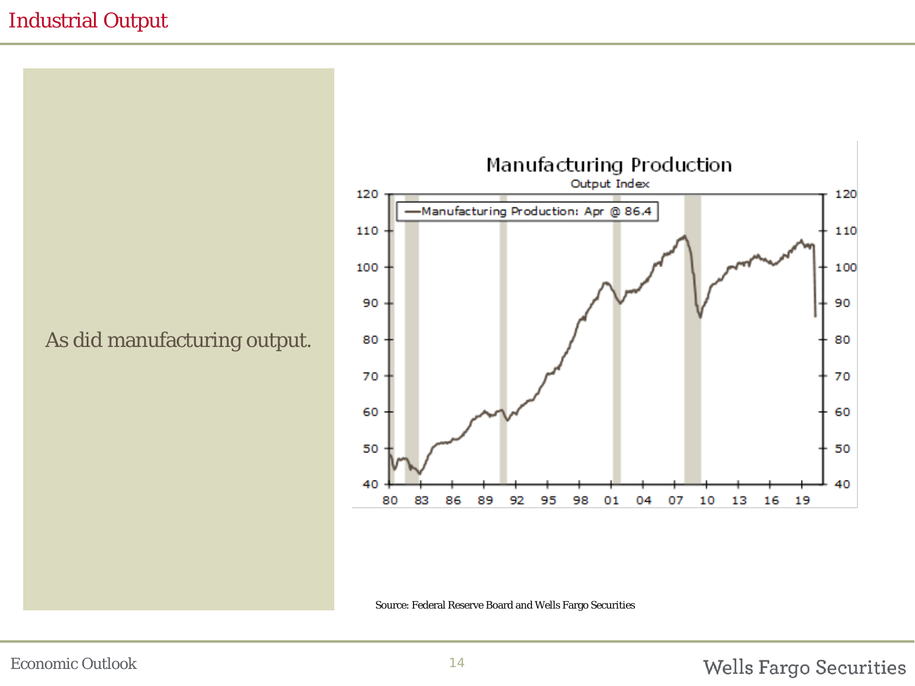# Industrial Output

As did manufacturing output.

**Manufacturing Production**

Output Index

Manufacturing Production: Apr @ 86.4

Source: Federal Reserve Board and Wells Fargo Securities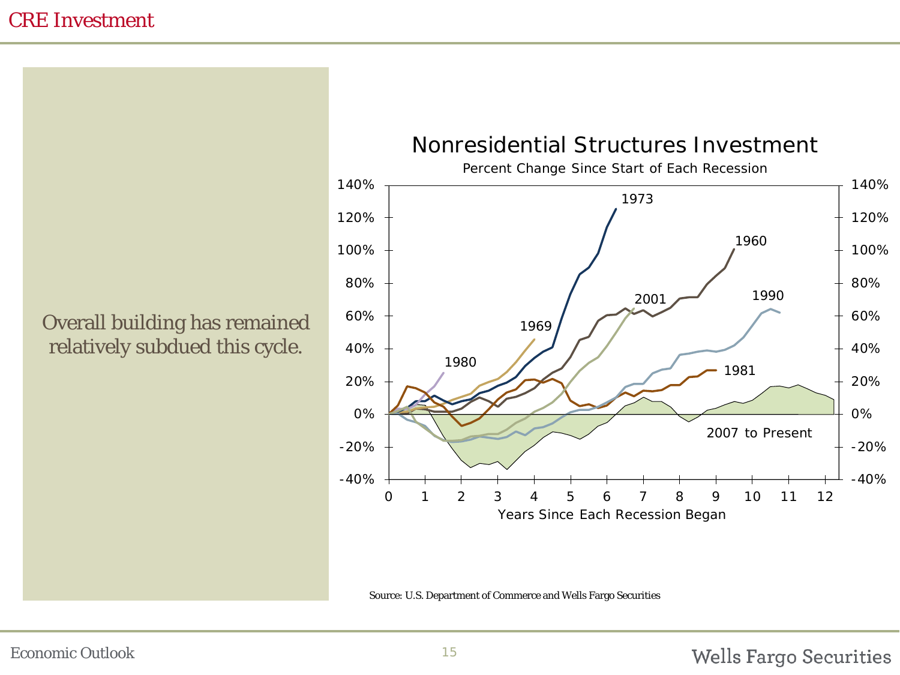# CRE Investment

Overall building has remained relatively subdued this cycle.

## Nonresidential Structures Investment

Percent Change Since Start of Each Recession

Source: U.S. Department of Commerce and Wells Fargo Securities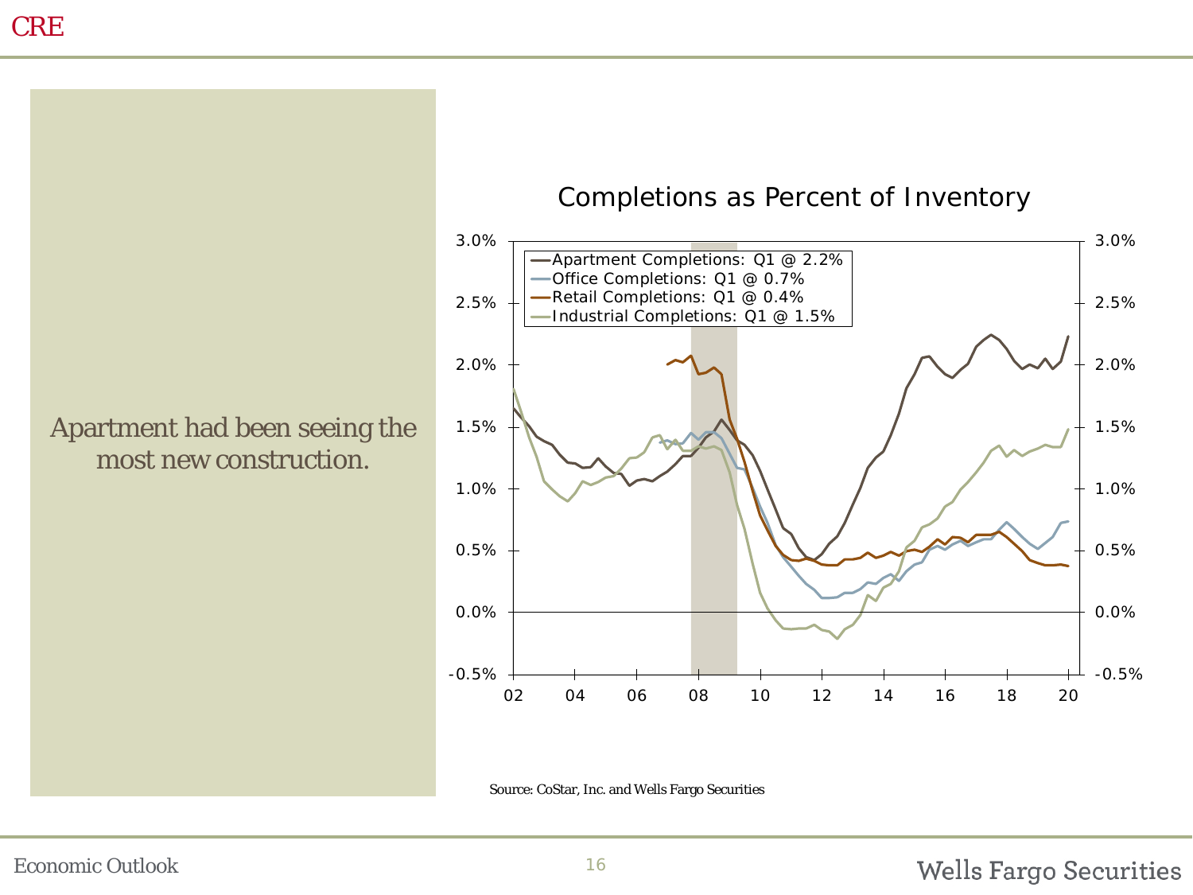# CRE

Apartment had been seeing the most new construction.

**Completions as Percent of Inventory**

- Apartment Completions: Q1 @ 2.2%
- Office Completions: Q1 @ 0.7%
- Retail Completions: Q1 @ 0.4%
- Industrial Completions: Q1 @ 1.5%

Source: CoStar, Inc. and Wells Fargo Securities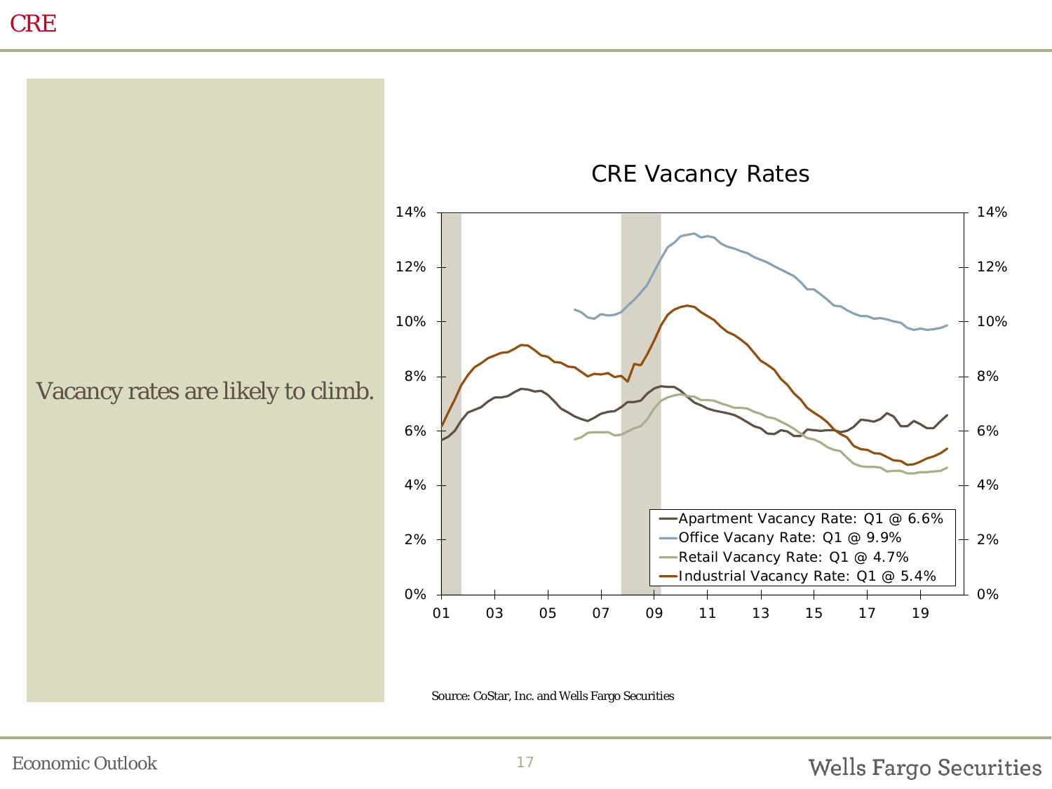# CRE

Vacancy rates are likely to climb.

**CRE Vacancy Rates**

- Apartment Vacancy Rate: Q1 @ 6.6%
- Office Vacany Rate: Q1 @ 9.9%
- Retail Vacancy Rate: Q1 @ 4.7%
- Industrial Vacancy Rate: Q1 @ 5.4%

Source: CoStar, Inc. and Wells Fargo Securities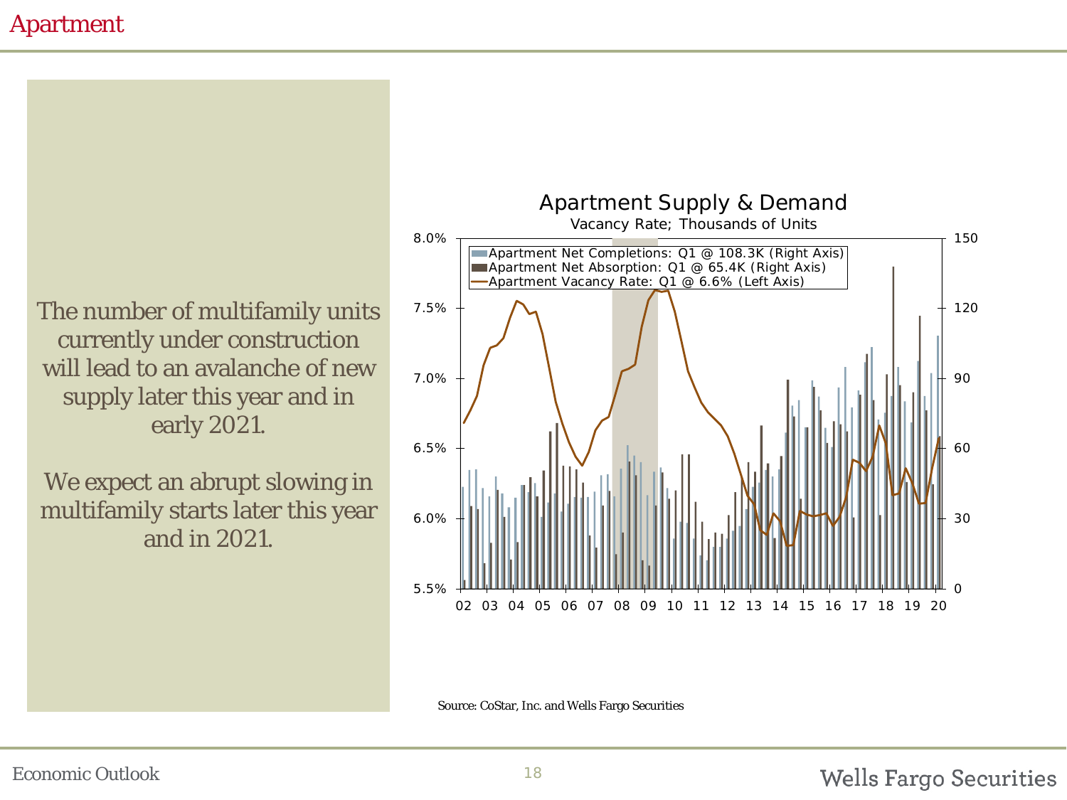# Apartment

The number of multifamily units currently under construction will lead to an avalanche of new supply later this year and in early 2021.

We expect an abrupt slowing in multifamily starts later this year and in 2021.

**Apartment Supply & Demand**

Vacancy Rate; Thousands of Units

- Apartment Net Completions: Q1 @ 108.3K (Right Axis)
- Apartment Net Absorption: Q1 @ 65.4K (Right Axis)
- Apartment Vacancy Rate: Q1 @ 6.6% (Left Axis)

Source: CoStar, Inc. and Wells Fargo Securities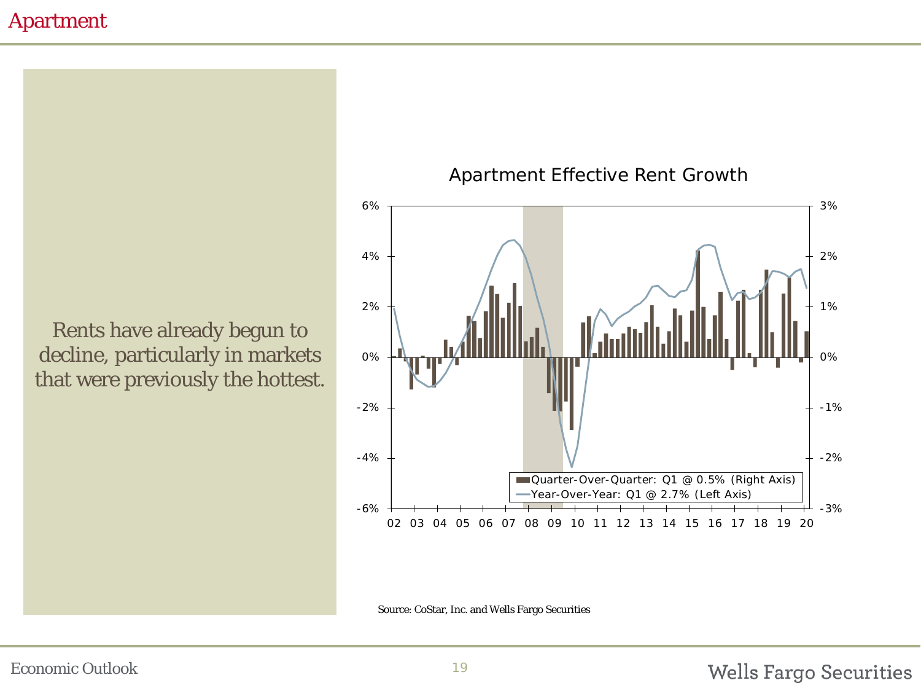# Apartment

Rents have already begun to decline, particularly in markets that were previously the hottest.

**Apartment Effective Rent Growth**

Quarter-Over-Quarter: Q1 @ 0.5% (Right Axis)
Year-Over-Year: Q1 @ 2.7% (Left Axis)

Source: CoStar, Inc. and Wells Fargo Securities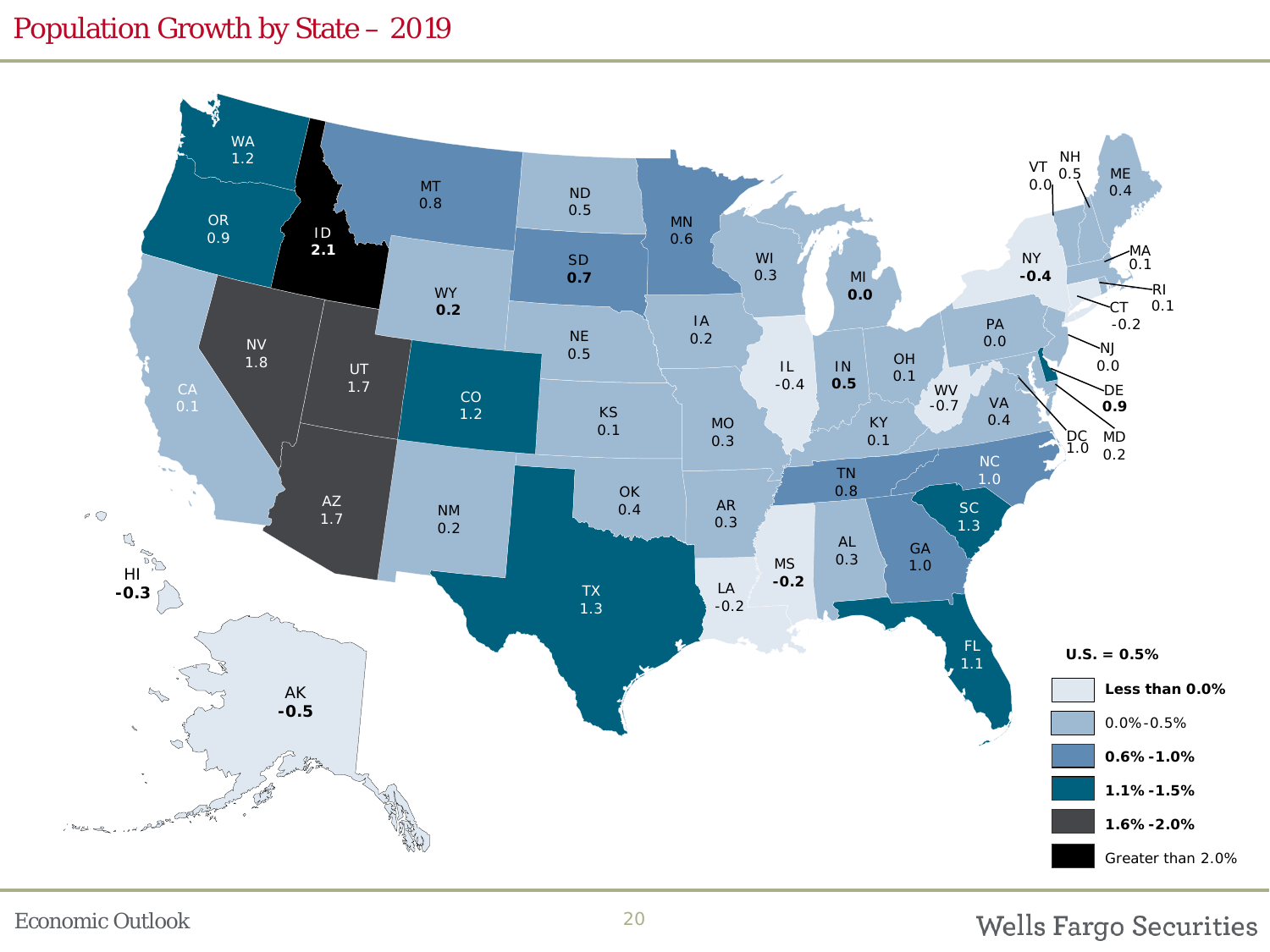# Population Growth by State – 2019

| State | Growth |
| --- | --- |
| WA | 1.2 |
| OR | 0.9 |
| ID | **2.1** |
| MT | 0.8 |
| ND | 0.5 |
| MN | 0.6 |
| SD | **0.7** |
| WY | **0.2** |
| WI | 0.3 |
| MI | **0.0** |
| NV | 1.8 |
| UT | 1.7 |
| CA | 0.1 |
| CO | 1.2 |
| NE | 0.5 |
| IA | 0.2 |
| IL | -0.4 |
| IN | **0.5** |
| OH | 0.1 |
| PA | 0.0 |
| NY | **-0.4** |
| VT | 0.0 |
| NH | 0.5 |
| ME | 0.4 |
| MA | 0.1 |
| RI | 0.1 |
| CT | -0.2 |
| NJ | 0.0 |
| DE | **0.9** |
| MD | 0.2 |
| DC | 1.0 |
| WV | -0.7 |
| VA | 0.4 |
| KY | 0.1 |
| KS | 0.1 |
| MO | 0.3 |
| AZ | 1.7 |
| NM | 0.2 |
| OK | 0.4 |
| AR | 0.3 |
| TN | 0.8 |
| NC | 1.0 |
| SC | 1.3 |
| TX | 1.3 |
| MS | **-0.2** |
| LA | -0.2 |
| AL | 0.3 |
| GA | 1.0 |
| FL | 1.1 |
| HI | **-0.3** |
| AK | **-0.5** |

**U.S. = 0.5%**

- **Less than 0.0%**
- 0.0%-0.5%
- **0.6% -1.0%**
- **1.1% -1.5%**
- **1.6% -2.0%**
- Greater than 2.0%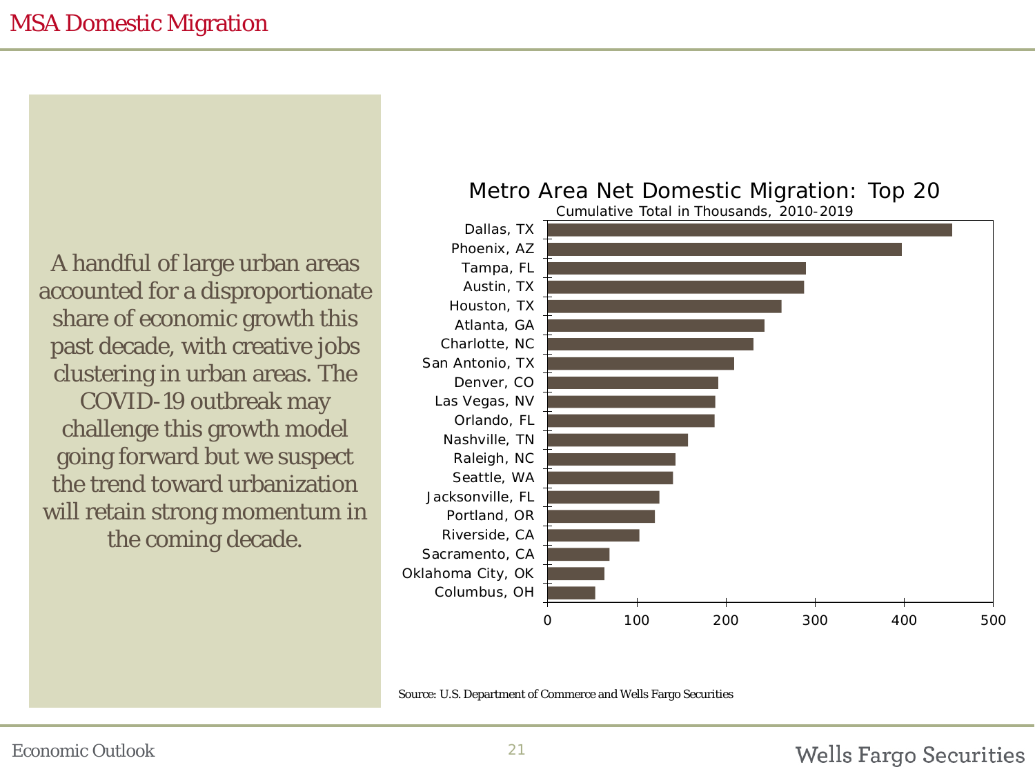# MSA Domestic Migration

A handful of large urban areas accounted for a disproportionate share of economic growth this past decade, with creative jobs clustering in urban areas. The COVID-19 outbreak may challenge this growth model going forward but we suspect the trend toward urbanization will retain strong momentum in the coming decade.

**Metro Area Net Domestic Migration: Top 20**

Cumulative Total in Thousands, 2010-2019

| Metro Area |
| --- |
| Dallas, TX |
| Phoenix, AZ |
| Tampa, FL |
| Austin, TX |
| Houston, TX |
| Atlanta, GA |
| Charlotte, NC |
| San Antonio, TX |
| Denver, CO |
| Las Vegas, NV |
| Orlando, FL |
| Nashville, TN |
| Raleigh, NC |
| Seattle, WA |
| Jacksonville, FL |
| Portland, OR |
| Riverside, CA |
| Sacramento, CA |
| Oklahoma City, OK |
| Columbus, OH |

Source: U.S. Department of Commerce and Wells Fargo Securities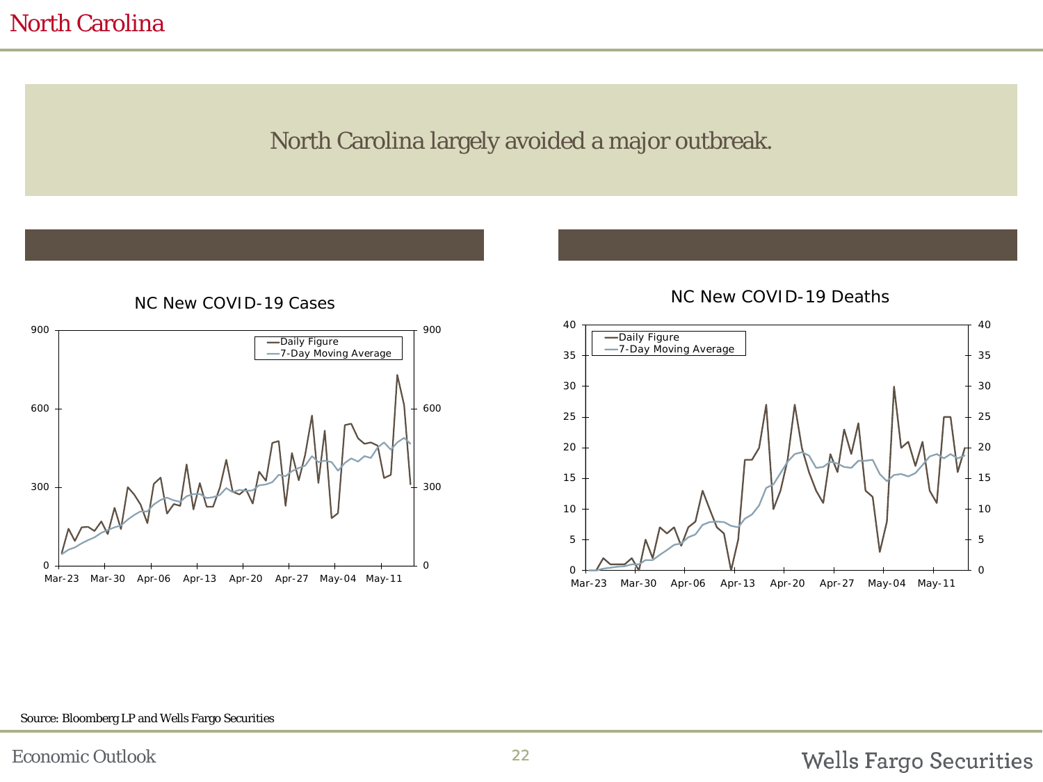# North Carolina

North Carolina largely avoided a major outbreak.

NC New COVID-19 Cases

NC New COVID-19 Deaths

Source: Bloomberg LP and Wells Fargo Securities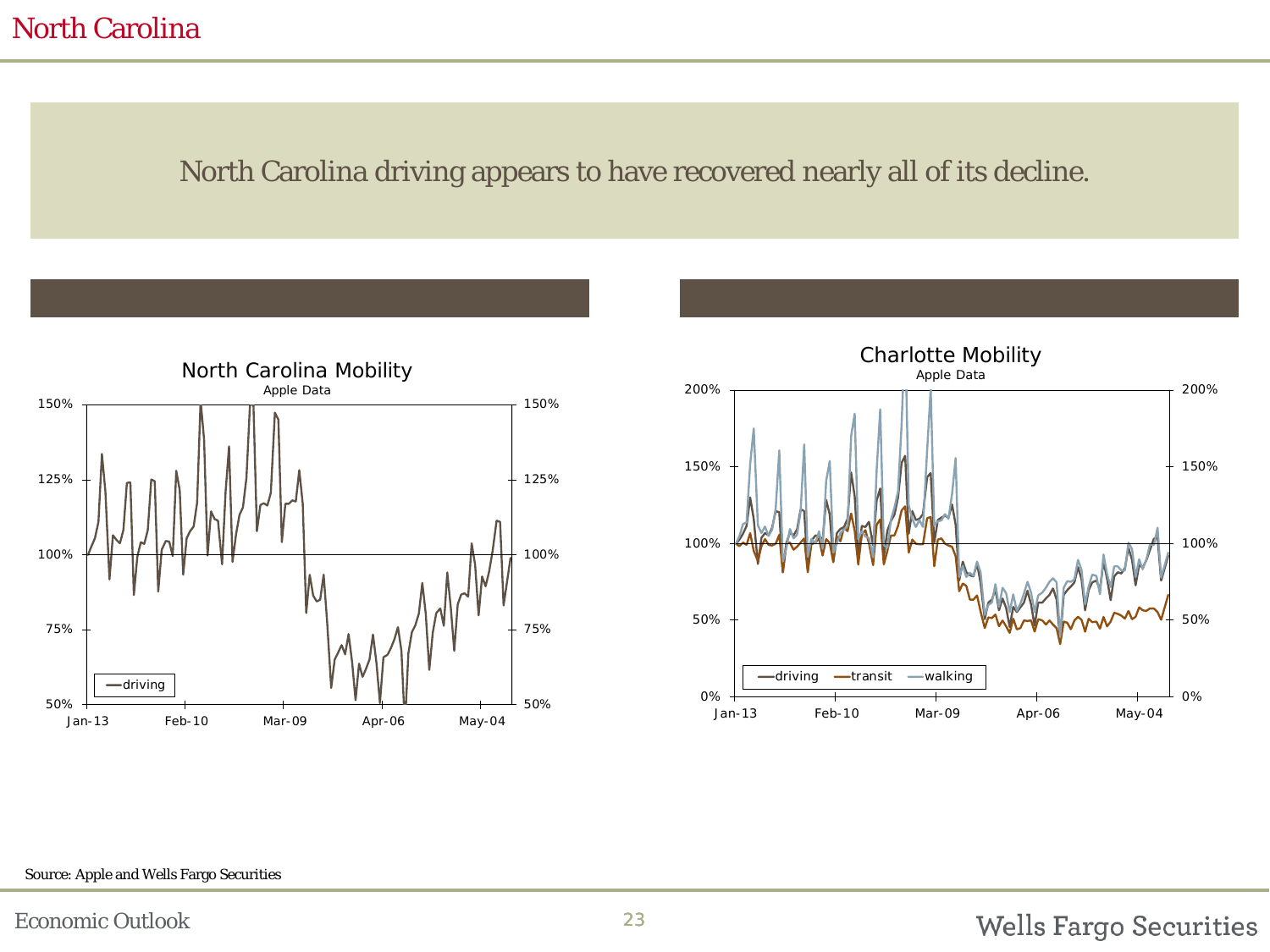# North Carolina

North Carolina driving appears to have recovered nearly all of its decline.

North Carolina Mobility

Apple Data

Charlotte Mobility

Apple Data

Source: Apple and Wells Fargo Securities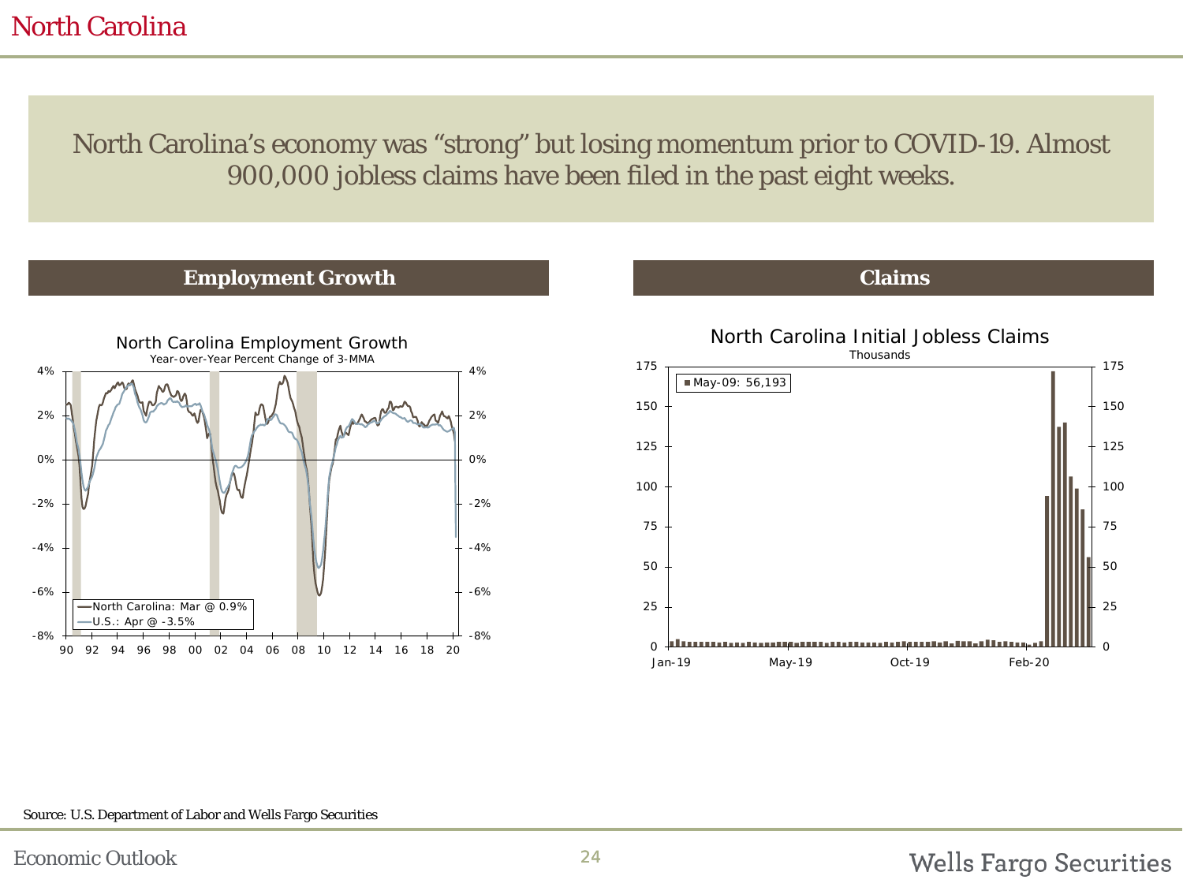# North Carolina

North Carolina's economy was "strong" but losing momentum prior to COVID-19. Almost 900,000 jobless claims have been filed in the past eight weeks.

## Employment Growth

North Carolina Employment Growth

Year-over-Year Percent Change of 3-MMA

—North Carolina: Mar @ 0.9%

—U.S.: Apr @ -3.5%

## Claims

North Carolina Initial Jobless Claims

Thousands

May-09: 56,193

Source: U.S. Department of Labor and Wells Fargo Securities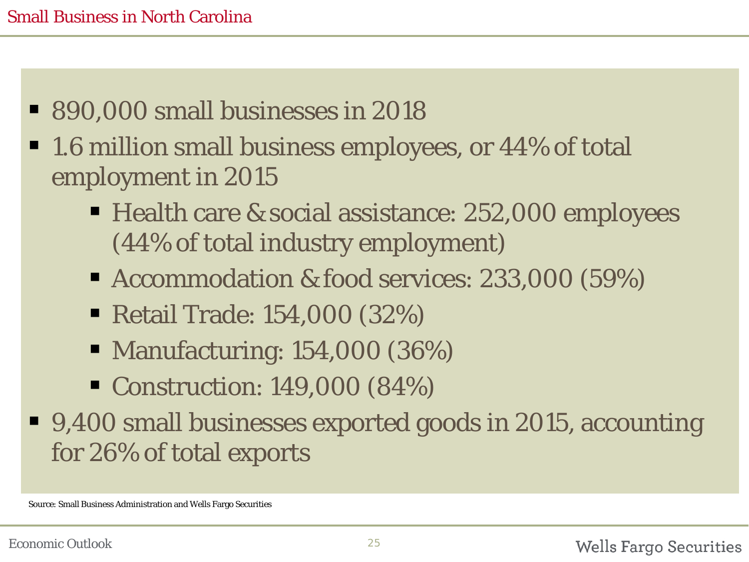# Small Business in North Carolina

- 890,000 small businesses in 2018
- 1.6 million small business employees, or 44% of total employment in 2015
  - Health care & social assistance: 252,000 employees (44% of total industry employment)
  - Accommodation & food services: 233,000 (59%)
  - Retail Trade: 154,000 (32%)
  - Manufacturing: 154,000 (36%)
  - Construction: 149,000 (84%)
- 9,400 small businesses exported goods in 2015, accounting for 26% of total exports

Source: Small Business Administration and Wells Fargo Securities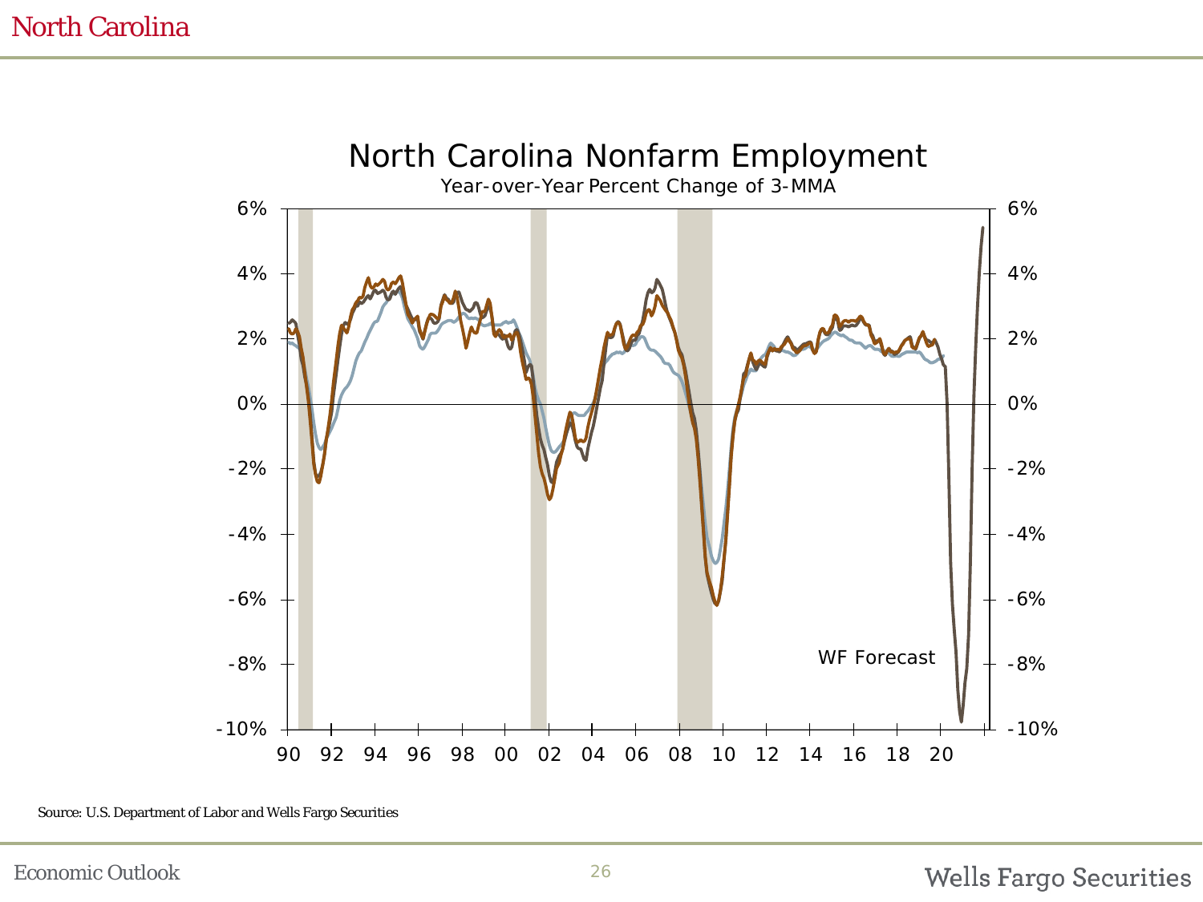# North Carolina

## North Carolina Nonfarm Employment

Year-over-Year Percent Change of 3-MMA

WF Forecast

Source: U.S. Department of Labor and Wells Fargo Securities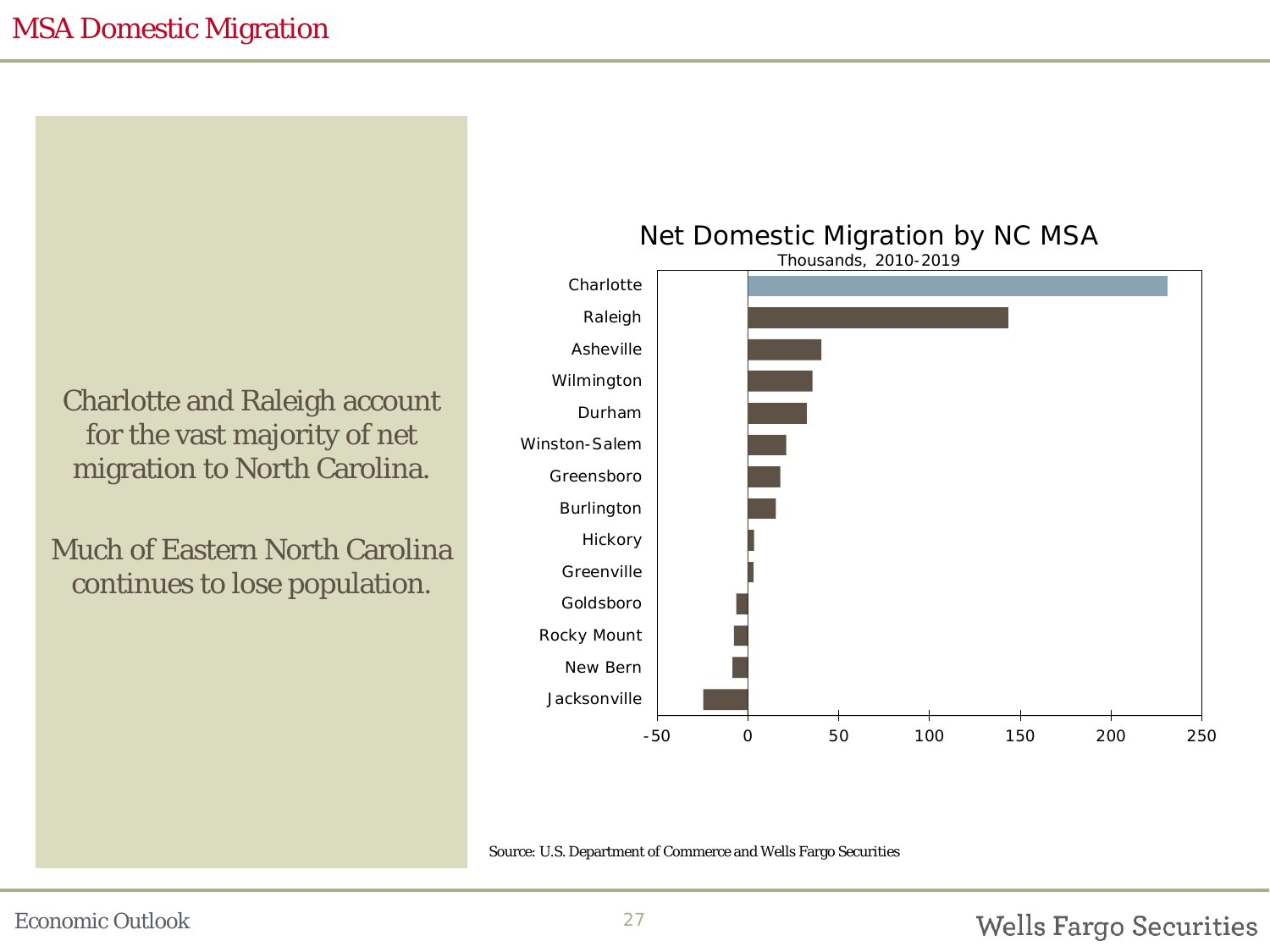# MSA Domestic Migration

Charlotte and Raleigh account for the vast majority of net migration to North Carolina.

Much of Eastern North Carolina continues to lose population.

**Net Domestic Migration by NC MSA**
Thousands, 2010-2019

| MSA |
|---|
| Charlotte |
| Raleigh |
| Asheville |
| Wilmington |
| Durham |
| Winston-Salem |
| Greensboro |
| Burlington |
| Hickory |
| Greenville |
| Goldsboro |
| Rocky Mount |
| New Bern |
| Jacksonville |

Axis: -50, 0, 50, 100, 150, 200, 250

Source: U.S. Department of Commerce and Wells Fargo Securities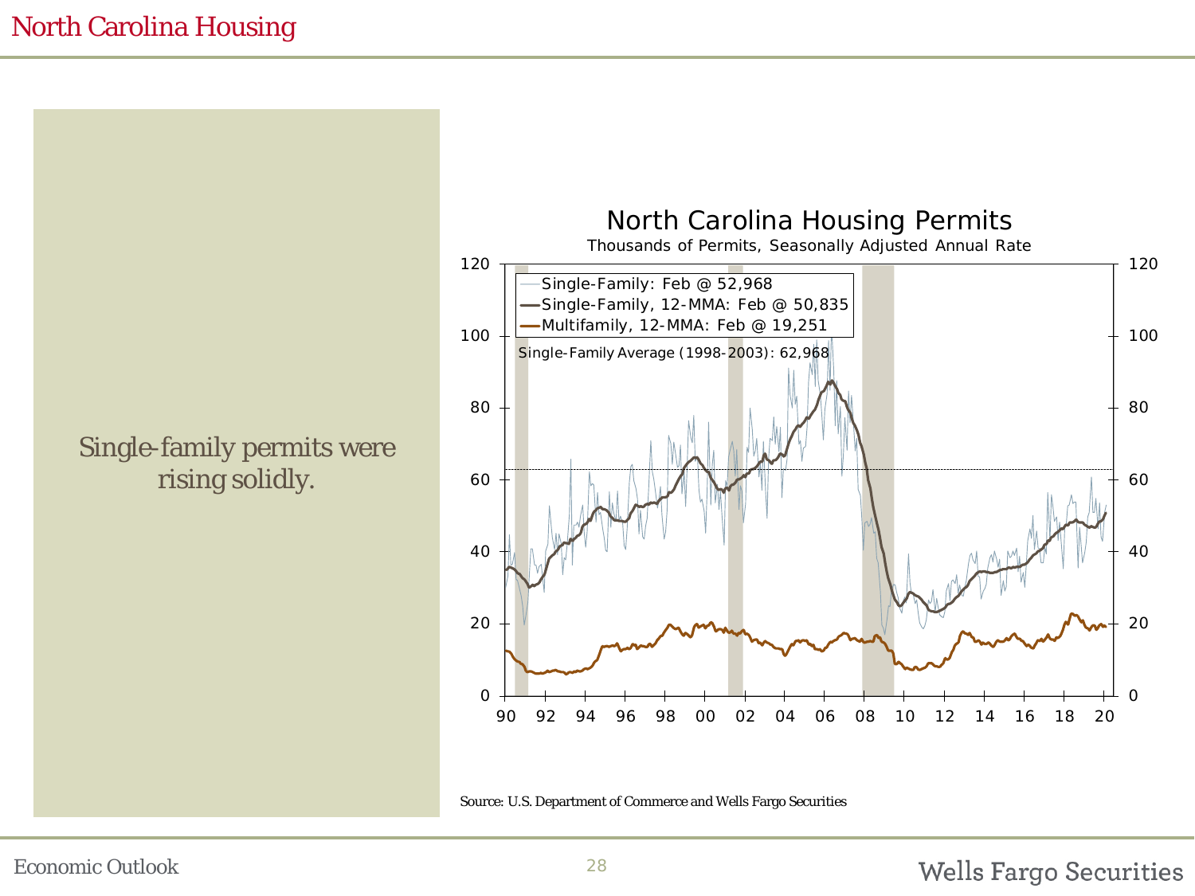# North Carolina Housing

Single-family permits were rising solidly.

## North Carolina Housing Permits

Thousands of Permits, Seasonally Adjusted Annual Rate

- Single-Family: Feb @ 52,968
- Single-Family, 12-MMA: Feb @ 50,835
- Multifamily, 12-MMA: Feb @ 19,251

Single-Family Average (1998-2003): 62,968

Source: U.S. Department of Commerce and Wells Fargo Securities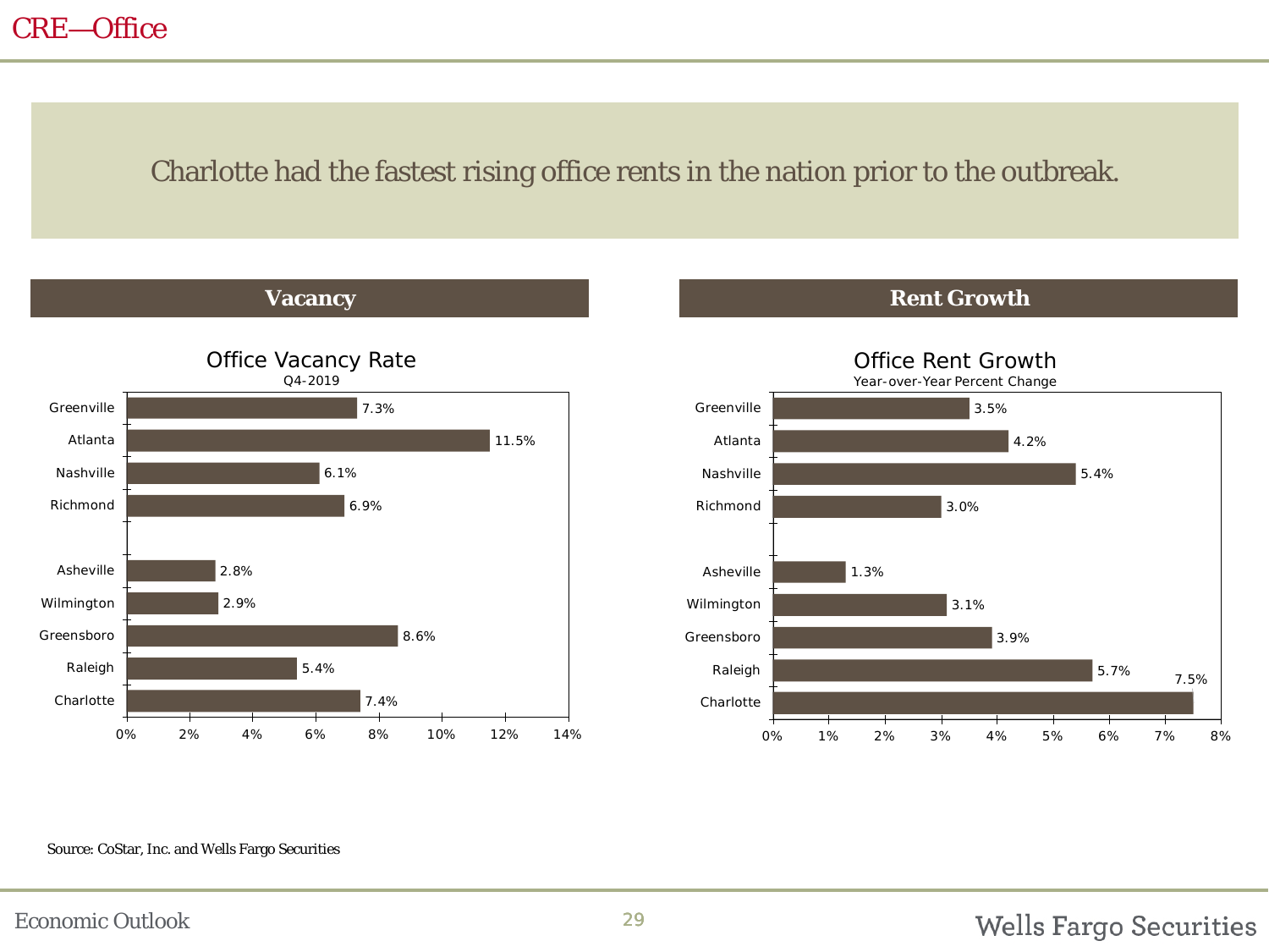# CRE—Office

Charlotte had the fastest rising office rents in the nation prior to the outbreak.

## Vacancy

**Office Vacancy Rate**
Q4-2019

| City | Vacancy Rate |
|---|---|
| Greenville | 7.3% |
| Atlanta | 11.5% |
| Nashville | 6.1% |
| Richmond | 6.9% |
| Asheville | 2.8% |
| Wilmington | 2.9% |
| Greensboro | 8.6% |
| Raleigh | 5.4% |
| Charlotte | 7.4% |

## Rent Growth

**Office Rent Growth**
Year-over-Year Percent Change

| City | Rent Growth |
|---|---|
| Greenville | 3.5% |
| Atlanta | 4.2% |
| Nashville | 5.4% |
| Richmond | 3.0% |
| Asheville | 1.3% |
| Wilmington | 3.1% |
| Greensboro | 3.9% |
| Raleigh | 5.7% |
| Charlotte | 7.5% |

Source: CoStar, Inc. and Wells Fargo Securities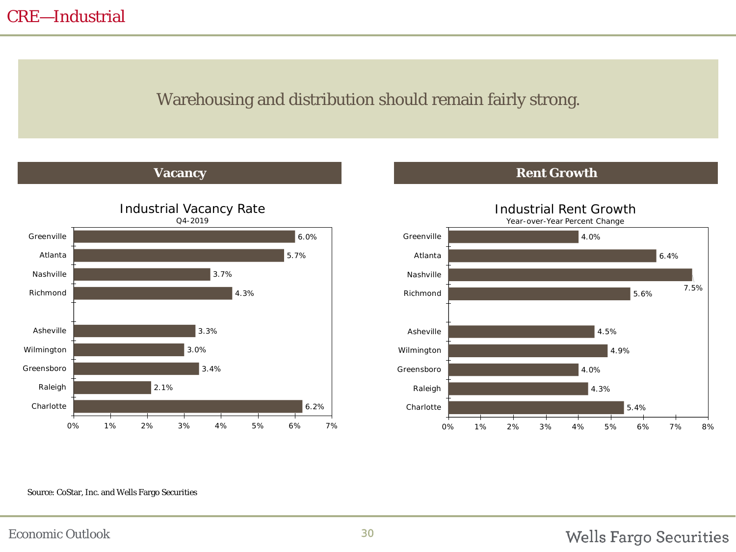# CRE—Industrial

Warehousing and distribution should remain fairly strong.

## Vacancy

**Industrial Vacancy Rate**
Q4-2019

| City | Vacancy Rate |
| --- | --- |
| Greenville | 6.0% |
| Atlanta | 5.7% |
| Nashville | 3.7% |
| Richmond | 4.3% |
| Asheville | 3.3% |
| Wilmington | 3.0% |
| Greensboro | 3.4% |
| Raleigh | 2.1% |
| Charlotte | 6.2% |

## Rent Growth

**Industrial Rent Growth**
Year-over-Year Percent Change

| City | Rent Growth |
| --- | --- |
| Greenville | 4.0% |
| Atlanta | 6.4% |
| Nashville | 7.5% |
| Richmond | 5.6% |
| Asheville | 4.5% |
| Wilmington | 4.9% |
| Greensboro | 4.0% |
| Raleigh | 4.3% |
| Charlotte | 5.4% |

Source: CoStar, Inc. and Wells Fargo Securities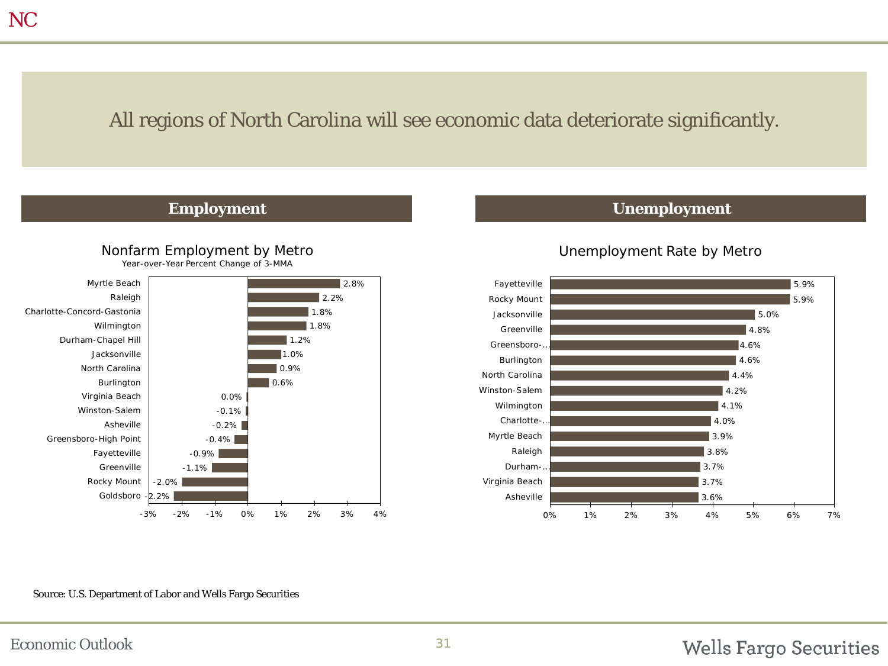NC

## All regions of North Carolina will see economic data deteriorate significantly.

### Employment

**Nonfarm Employment by Metro**
Year-over-Year Percent Change of 3-MMA

| Metro | Percent Change |
| --- | --- |
| Myrtle Beach | 2.8% |
| Raleigh | 2.2% |
| Charlotte-Concord-Gastonia | 1.8% |
| Wilmington | 1.8% |
| Durham-Chapel Hill | 1.2% |
| Jacksonville | 1.0% |
| North Carolina | 0.9% |
| Burlington | 0.6% |
| Virginia Beach | 0.0% |
| Winston-Salem | -0.1% |
| Asheville | -0.2% |
| Greensboro-High Point | -0.4% |
| Fayetteville | -0.9% |
| Greenville | -1.1% |
| Rocky Mount | -2.0% |
| Goldsboro | -2.2% |

### Unemployment

**Unemployment Rate by Metro**

| Metro | Unemployment Rate |
| --- | --- |
| Fayetteville | 5.9% |
| Rocky Mount | 5.9% |
| Jacksonville | 5.0% |
| Greenville | 4.8% |
| Greensboro-... | 4.6% |
| Burlington | 4.6% |
| North Carolina | 4.4% |
| Winston-Salem | 4.2% |
| Wilmington | 4.1% |
| Charlotte-... | 4.0% |
| Myrtle Beach | 3.9% |
| Raleigh | 3.8% |
| Durham-... | 3.7% |
| Virginia Beach | 3.7% |
| Asheville | 3.6% |

Source: U.S. Department of Labor and Wells Fargo Securities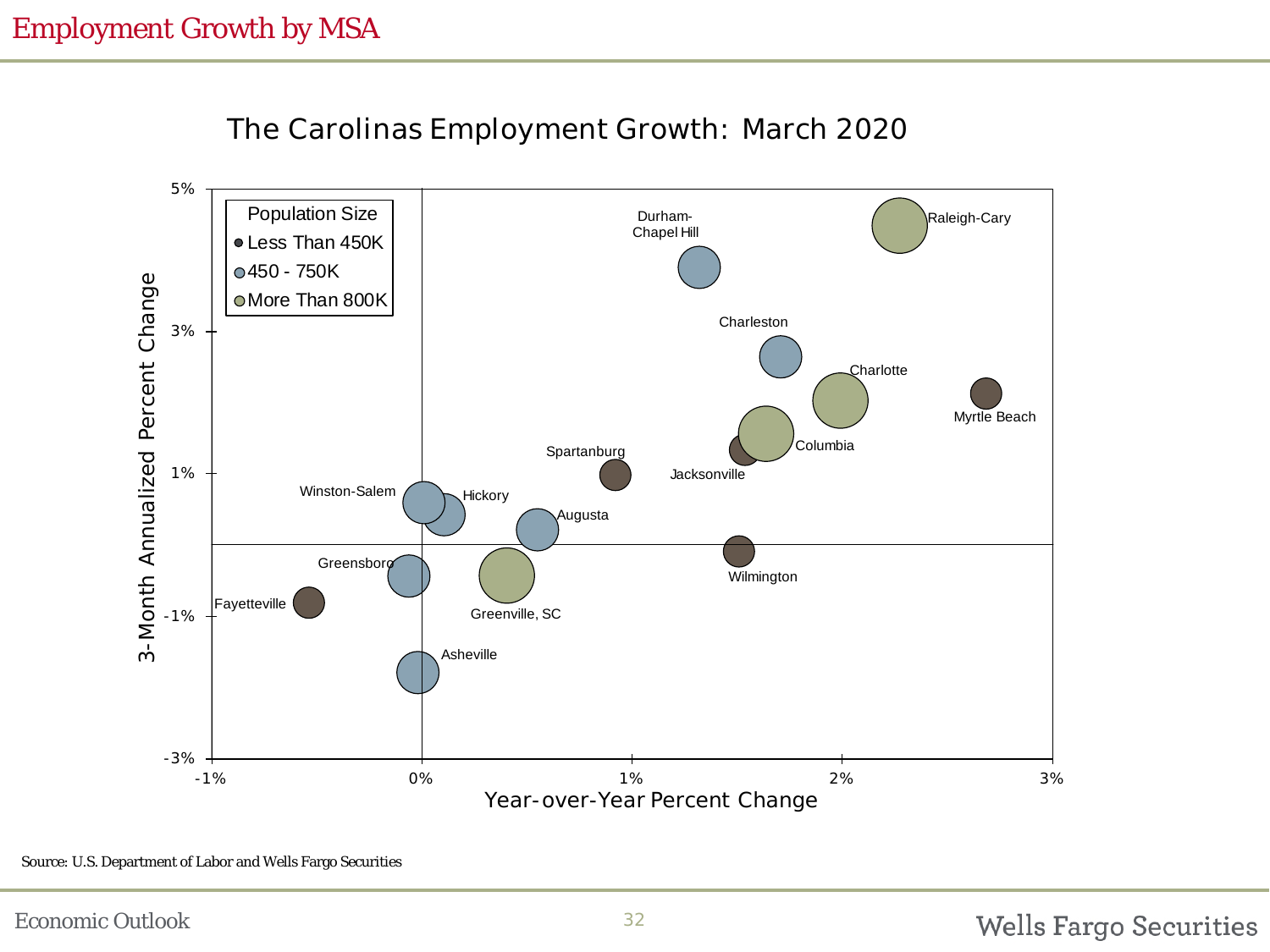# Employment Growth by MSA

**The Carolinas Employment Growth: March 2020**

Population Size
- Less Than 450K
- 450 - 750K
- More Than 800K

3-Month Annualized Percent Change (y-axis: -3% to 5%)

Year-over-Year Percent Change (x-axis: -1% to 3%)

Labels: Raleigh-Cary, Durham-Chapel Hill, Charleston, Charlotte, Myrtle Beach, Columbia, Jacksonville, Spartanburg, Winston-Salem, Hickory, Augusta, Greensboro, Wilmington, Fayetteville, Greenville, SC, Asheville

Source: U.S. Department of Labor and Wells Fargo Securities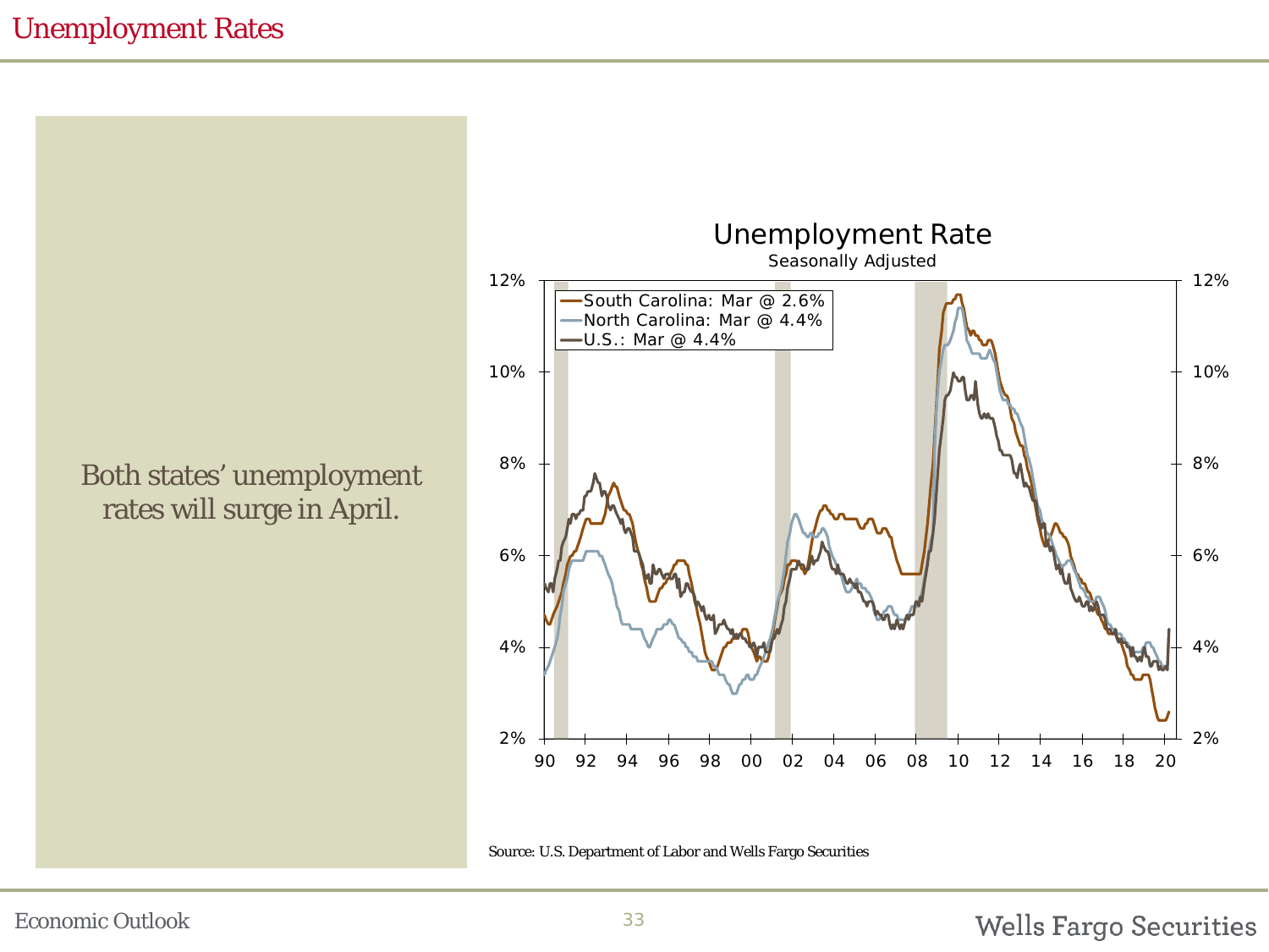# Unemployment Rates

Both states' unemployment rates will surge in April.

**Unemployment Rate**

Seasonally Adjusted

- South Carolina: Mar @ 2.6%
- North Carolina: Mar @ 4.4%
- U.S.: Mar @ 4.4%

Source: U.S. Department of Labor and Wells Fargo Securities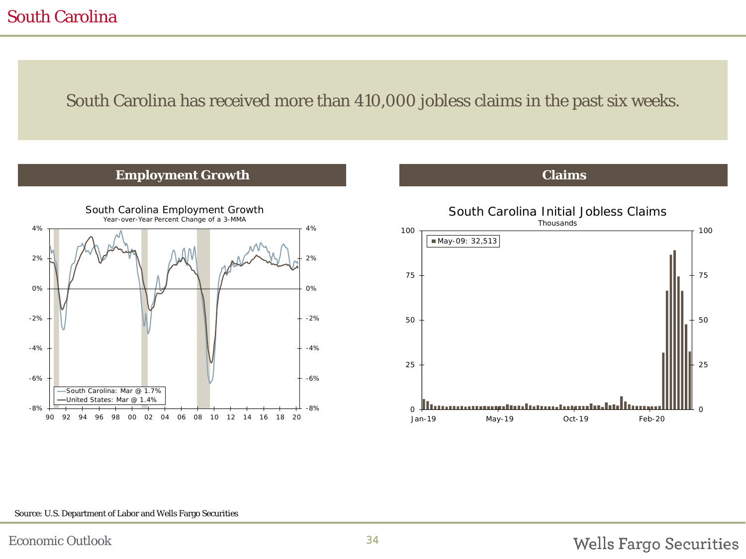# South Carolina

South Carolina has received more than 410,000 jobless claims in the past six weeks.

## Employment Growth

South Carolina Employment Growth

Year-over-Year Percent Change of a 3-MMA

South Carolina: Mar @ 1.7%

United States: Mar @ 1.4%

## Claims

South Carolina Initial Jobless Claims

Thousands

May-09: 32,513

Source: U.S. Department of Labor and Wells Fargo Securities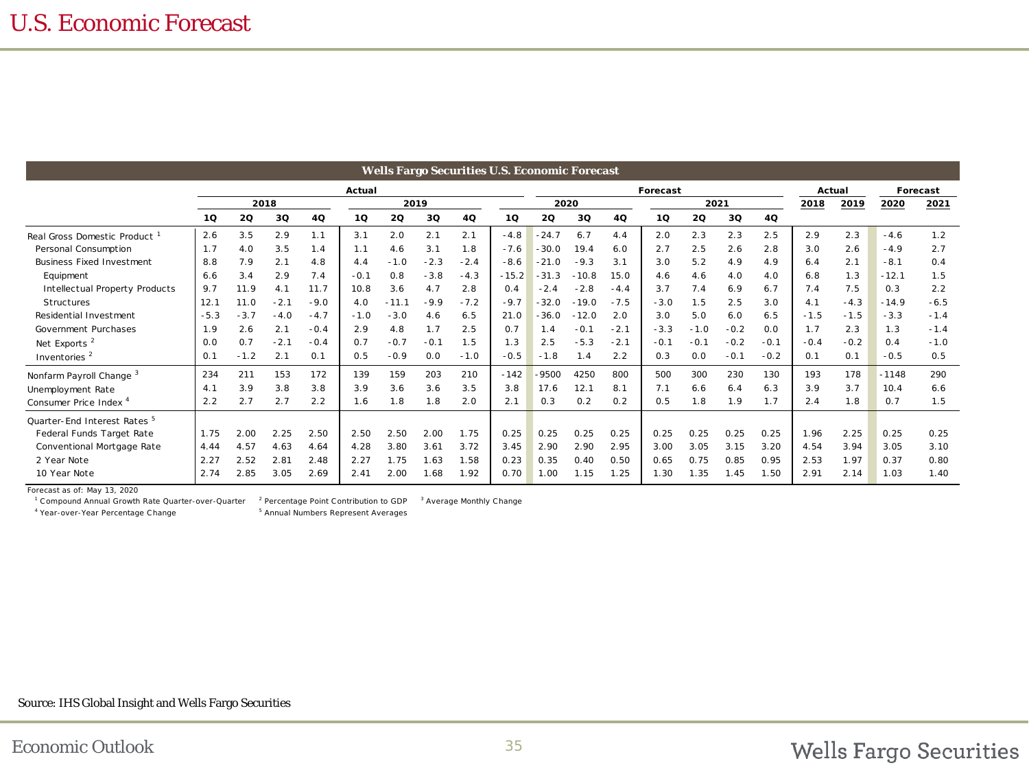# U.S. Economic Forecast

| Wells Fargo Securities U.S. Economic Forecast | | | | | | | | | | | | | | | | | | | | |
|---|---|---|---|---|---|---|---|---|---|---|---|---|---|---|---|---|---|---|---|---|
| | Actual | | | | | | | | Forecast | | | | | | | | Actual | | Forecast | |
| | 2018 | | | | 2019 | | | | 2020 | | | | 2021 | | | | 2018 | 2019 | 2020 | 2021 |
| | 1Q | 2Q | 3Q | 4Q | 1Q | 2Q | 3Q | 4Q | 1Q | 2Q | 3Q | 4Q | 1Q | 2Q | 3Q | 4Q | | | | |
| Real Gross Domestic Product [1] | 2.6 | 3.5 | 2.9 | 1.1 | 3.1 | 2.0 | 2.1 | 2.1 | -4.8 | -24.7 | 6.7 | 4.4 | 2.0 | 2.3 | 2.3 | 2.5 | 2.9 | 2.3 | -4.6 | 1.2 |
| Personal Consumption | 1.7 | 4.0 | 3.5 | 1.4 | 1.1 | 4.6 | 3.1 | 1.8 | -7.6 | -30.0 | 19.4 | 6.0 | 2.7 | 2.5 | 2.6 | 2.8 | 3.0 | 2.6 | -4.9 | 2.7 |
| Business Fixed Investment | 8.8 | 7.9 | 2.1 | 4.8 | 4.4 | -1.0 | -2.3 | -2.4 | -8.6 | -21.0 | -9.3 | 3.1 | 3.0 | 5.2 | 4.9 | 4.9 | 6.4 | 2.1 | -8.1 | 0.4 |
| Equipment | 6.6 | 3.4 | 2.9 | 7.4 | -0.1 | 0.8 | -3.8 | -4.3 | -15.2 | -31.3 | -10.8 | 15.0 | 4.6 | 4.6 | 4.0 | 4.0 | 6.8 | 1.3 | -12.1 | 1.5 |
| Intellectual Property Products | 9.7 | 11.9 | 4.1 | 11.7 | 10.8 | 3.6 | 4.7 | 2.8 | 0.4 | -2.4 | -2.8 | -4.4 | 3.7 | 7.4 | 6.9 | 6.7 | 7.4 | 7.5 | 0.3 | 2.2 |
| Structures | 12.1 | 11.0 | -2.1 | -9.0 | 4.0 | -11.1 | -9.9 | -7.2 | -9.7 | -32.0 | -19.0 | -7.5 | -3.0 | 1.5 | 2.5 | 3.0 | 4.1 | -4.3 | -14.9 | -6.5 |
| Residential Investment | -5.3 | -3.7 | -4.0 | -4.7 | -1.0 | -3.0 | 4.6 | 6.5 | 21.0 | -36.0 | -12.0 | 2.0 | 3.0 | 5.0 | 6.0 | 6.5 | -1.5 | -1.5 | -3.3 | -1.4 |
| Government Purchases | 1.9 | 2.6 | 2.1 | -0.4 | 2.9 | 4.8 | 1.7 | 2.5 | 0.7 | 1.4 | -0.1 | -2.1 | -3.3 | -1.0 | -0.2 | 0.0 | 1.7 | 2.3 | 1.3 | -1.4 |
| Net Exports [2] | 0.0 | 0.7 | -2.1 | -0.4 | 0.7 | -0.7 | -0.1 | 1.5 | 1.3 | 2.5 | -5.3 | -2.1 | -0.1 | -0.1 | -0.2 | -0.1 | -0.4 | -0.2 | 0.4 | -1.0 |
| Inventories [2] | 0.1 | -1.2 | 2.1 | 0.1 | 0.5 | -0.9 | 0.0 | -1.0 | -0.5 | -1.8 | 1.4 | 2.2 | 0.3 | 0.0 | -0.1 | -0.2 | 0.1 | 0.1 | -0.5 | 0.5 |
| Nonfarm Payroll Change [3] | 234 | 211 | 153 | 172 | 139 | 159 | 203 | 210 | -142 | -9500 | 4250 | 800 | 500 | 300 | 230 | 130 | 193 | 178 | -1148 | 290 |
| Unemployment Rate | 4.1 | 3.9 | 3.8 | 3.8 | 3.9 | 3.6 | 3.6 | 3.5 | 3.8 | 17.6 | 12.1 | 8.1 | 7.1 | 6.6 | 6.4 | 6.3 | 3.9 | 3.7 | 10.4 | 6.6 |
| Consumer Price Index [4] | 2.2 | 2.7 | 2.7 | 2.2 | 1.6 | 1.8 | 1.8 | 2.0 | 2.1 | 0.3 | 0.2 | 0.2 | 0.5 | 1.8 | 1.9 | 1.7 | 2.4 | 1.8 | 0.7 | 1.5 |
| Quarter-End Interest Rates [5] | | | | | | | | | | | | | | | | | | | | |
| Federal Funds Target Rate | 1.75 | 2.00 | 2.25 | 2.50 | 2.50 | 2.50 | 2.00 | 1.75 | 0.25 | 0.25 | 0.25 | 0.25 | 0.25 | 0.25 | 0.25 | 0.25 | 1.96 | 2.25 | 0.25 | 0.25 |
| Conventional Mortgage Rate | 4.44 | 4.57 | 4.63 | 4.64 | 4.28 | 3.80 | 3.61 | 3.72 | 3.45 | 2.90 | 2.90 | 2.95 | 3.00 | 3.05 | 3.15 | 3.20 | 4.54 | 3.94 | 3.05 | 3.10 |
| 2 Year Note | 2.27 | 2.52 | 2.81 | 2.48 | 2.27 | 1.75 | 1.63 | 1.58 | 0.23 | 0.35 | 0.40 | 0.50 | 0.65 | 0.75 | 0.85 | 0.95 | 2.53 | 1.97 | 0.37 | 0.80 |
| 10 Year Note | 2.74 | 2.85 | 3.05 | 2.69 | 2.41 | 2.00 | 1.68 | 1.92 | 0.70 | 1.00 | 1.15 | 1.25 | 1.30 | 1.35 | 1.45 | 1.50 | 2.91 | 2.14 | 1.03 | 1.40 |

Forecast as of: May 13, 2020

[1] Compound Annual Growth Rate Quarter-over-Quarter [2] Percentage Point Contribution to GDP [3] Average Monthly Change
[4] Year-over-Year Percentage Change [5] Annual Numbers Represent Averages

Source: IHS Global Insight and Wells Fargo Securities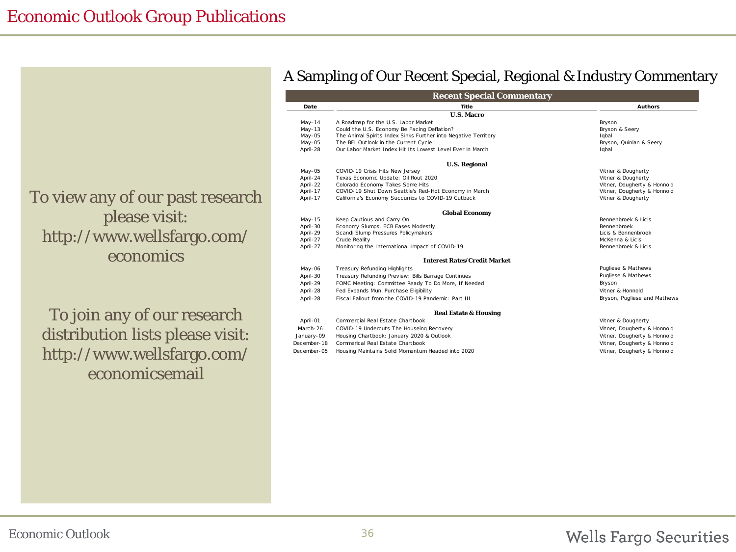# Economic Outlook Group Publications

To view any of our past research please visit: http://www.wellsfargo.com/economics

To join any of our research distribution lists please visit: http://www.wellsfargo.com/economicsemail

## A Sampling of Our Recent Special, Regional & Industry Commentary

| Recent Special Commentary | | |
|---|---|---|
| **Date** | **Title** | **Authors** |
| | **U.S. Macro** | |
| May-14 | A Roadmap for the U.S. Labor Market | Bryson |
| May-13 | Could the U.S. Economy Be Facing Deflation? | Bryson & Seery |
| May-05 | The Animal Spirits Index Sinks Further into Negative Territory | Iqbal |
| May-05 | The BFI Outlook in the Current Cycle | Bryson, Quinlan & Seery |
| April-28 | Our Labor Market Index Hit Its Lowest Level Ever in March | Iqbal |
| | **U.S. Regional** | |
| May-05 | COVID-19 Crisis Hits New Jersey | Vitner & Dougherty |
| April-24 | Texas Economic Update: Oil Rout 2020 | Vitner & Dougherty |
| April-22 | Colorado Economy Takes Some Hits | Vitner, Dougherty & Honnold |
| April-17 | COVID-19 Shut Down Seattle's Red-Hot Economy in March | Vitner, Dougherty & Honnold |
| April-17 | California's Economy Succumbs to COVID-19 Cutback | Vitner & Dougherty |
| | **Global Economy** | |
| May-15 | Keep Cautious and Carry On | Bennenbroek & Licis |
| April-30 | Economy Slumps, ECB Eases Modestly | Bennenbroek |
| April-29 | Scandi Slump Pressures Policymakers | Licis & Bennenbroek |
| April-27 | Crude Reality | McKenna & Licis |
| April-27 | Monitoring the International Impact of COVID-19 | Bennenbroek & Licis |
| | **Interest Rates/Credit Market** | |
| May-06 | Treasury Refunding Highlights | Pugliese & Mathews |
| April-30 | Treasury Refunding Preview: Bills Barrage Continues | Pugliese & Mathews |
| April-29 | FOMC Meeting: Committee Ready To Do More, If Needed | Bryson |
| April-28 | Fed Expands Muni Purchase Eligibility | Vitner & Honnold |
| April-28 | Fiscal Fallout from the COVID-19 Pandemic: Part III | Bryson, Pugliese and Mathews |
| | **Real Estate & Housing** | |
| April-01 | Commercial Real Estate Chartbook | Vitner & Dougherty |
| March-26 | COVID-19 Undercuts The Houseing Recovery | Vitner, Dougherty & Honnold |
| January-09 | Housing Chartbook: January 2020 & Outlook | Vitner, Dougherty & Honnold |
| December-18 | Commerical Real Estate Chartbook | Vitner, Dougherty & Honnold |
| December-05 | Housing Maintains Solid Momentum Headed into 2020 | Vitner, Dougherty & Honnold |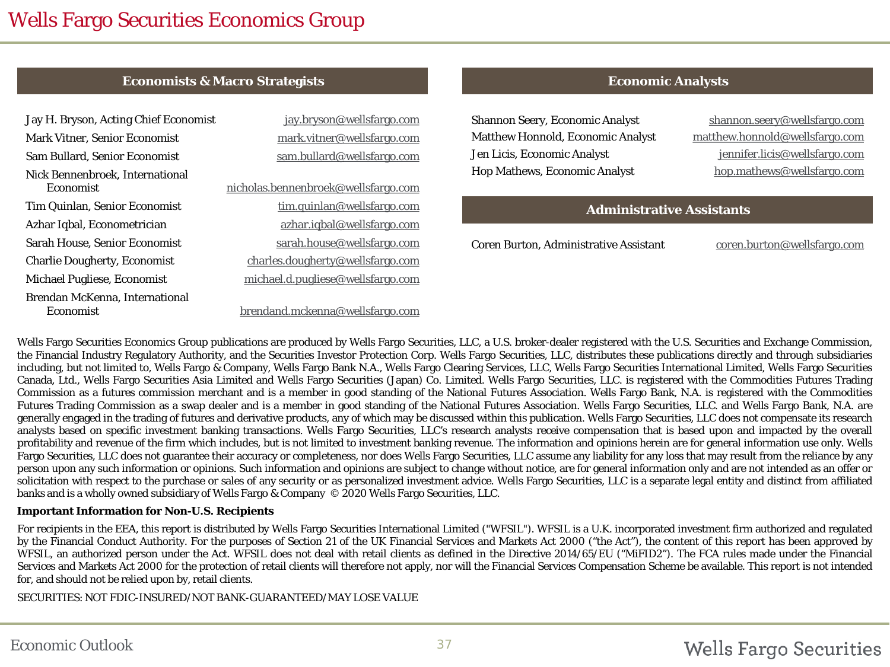# Wells Fargo Securities Economics Group

## Economists & Macro Strategists

| | |
|---|---|
| Jay H. Bryson, Acting Chief Economist | jay.bryson@wellsfargo.com |
| Mark Vitner, Senior Economist | mark.vitner@wellsfargo.com |
| Sam Bullard, Senior Economist | sam.bullard@wellsfargo.com |
| Nick Bennenbroek, International Economist | nicholas.bennenbroek@wellsfargo.com |
| Tim Quinlan, Senior Economist | tim.quinlan@wellsfargo.com |
| Azhar Iqbal, Econometrician | azhar.iqbal@wellsfargo.com |
| Sarah House, Senior Economist | sarah.house@wellsfargo.com |
| Charlie Dougherty, Economist | charles.dougherty@wellsfargo.com |
| Michael Pugliese, Economist | michael.d.pugliese@wellsfargo.com |
| Brendan McKenna, International Economist | brendand.mckenna@wellsfargo.com |

## Economic Analysts

| | |
|---|---|
| Shannon Seery, Economic Analyst | shannon.seery@wellsfargo.com |
| Matthew Honnold, Economic Analyst | matthew.honnold@wellsfargo.com |
| Jen Licis, Economic Analyst | jennifer.licis@wellsfargo.com |
| Hop Mathews, Economic Analyst | hop.mathews@wellsfargo.com |

## Administrative Assistants

| | |
|---|---|
| Coren Burton, Administrative Assistant | coren.burton@wellsfargo.com |

Wells Fargo Securities Economics Group publications are produced by Wells Fargo Securities, LLC, a U.S. broker-dealer registered with the U.S. Securities and Exchange Commission, the Financial Industry Regulatory Authority, and the Securities Investor Protection Corp. Wells Fargo Securities, LLC, distributes these publications directly and through subsidiaries including, but not limited to, Wells Fargo & Company, Wells Fargo Bank N.A., Wells Fargo Clearing Services, LLC, Wells Fargo Securities International Limited, Wells Fargo Securities Canada, Ltd., Wells Fargo Securities Asia Limited and Wells Fargo Securities (Japan) Co. Limited. Wells Fargo Securities, LLC. is registered with the Commodities Futures Trading Commission as a futures commission merchant and is a member in good standing of the National Futures Association. Wells Fargo Bank, N.A. is registered with the Commodities Futures Trading Commission as a swap dealer and is a member in good standing of the National Futures Association. Wells Fargo Securities, LLC. and Wells Fargo Bank, N.A. are generally engaged in the trading of futures and derivative products, any of which may be discussed within this publication. Wells Fargo Securities, LLC does not compensate its research analysts based on specific investment banking transactions. Wells Fargo Securities, LLC's research analysts receive compensation that is based upon and impacted by the overall profitability and revenue of the firm which includes, but is not limited to investment banking revenue. The information and opinions herein are for general information use only. Wells Fargo Securities, LLC does not guarantee their accuracy or completeness, nor does Wells Fargo Securities, LLC assume any liability for any loss that may result from the reliance by any person upon any such information or opinions. Such information and opinions are subject to change without notice, are for general information only and are not intended as an offer or solicitation with respect to the purchase or sales of any security or as personalized investment advice. Wells Fargo Securities, LLC is a separate legal entity and distinct from affiliated banks and is a wholly owned subsidiary of Wells Fargo & Company © 2020 Wells Fargo Securities, LLC.

**Important Information for Non-U.S. Recipients**

For recipients in the EEA, this report is distributed by Wells Fargo Securities International Limited ("WFSIL"). WFSIL is a U.K. incorporated investment firm authorized and regulated by the Financial Conduct Authority. For the purposes of Section 21 of the UK Financial Services and Markets Act 2000 ("the Act"), the content of this report has been approved by WFSIL, an authorized person under the Act. WFSIL does not deal with retail clients as defined in the Directive 2014/65/EU ("MiFID2"). The FCA rules made under the Financial Services and Markets Act 2000 for the protection of retail clients will therefore not apply, nor will the Financial Services Compensation Scheme be available. This report is not intended for, and should not be relied upon by, retail clients.

SECURITIES: NOT FDIC-INSURED/NOT BANK-GUARANTEED/MAY LOSE VALUE